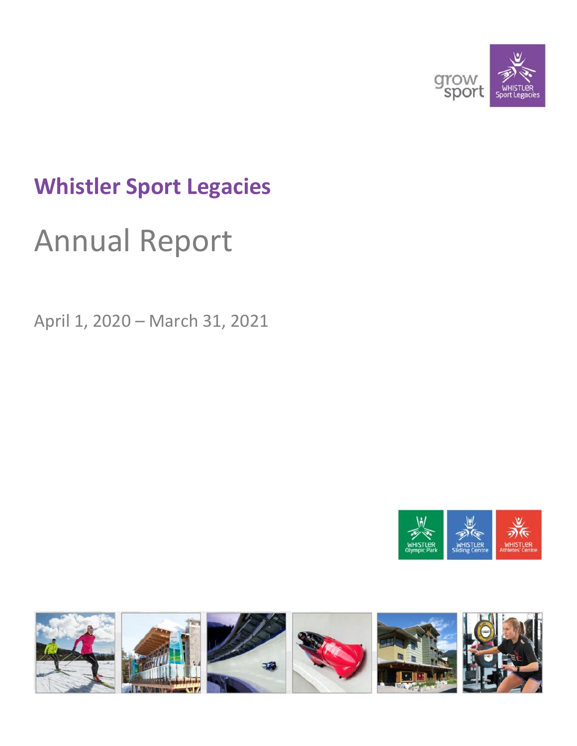# Whistler Sport Legacies

## Annual Report

April 1, 2020 – March 31, 2021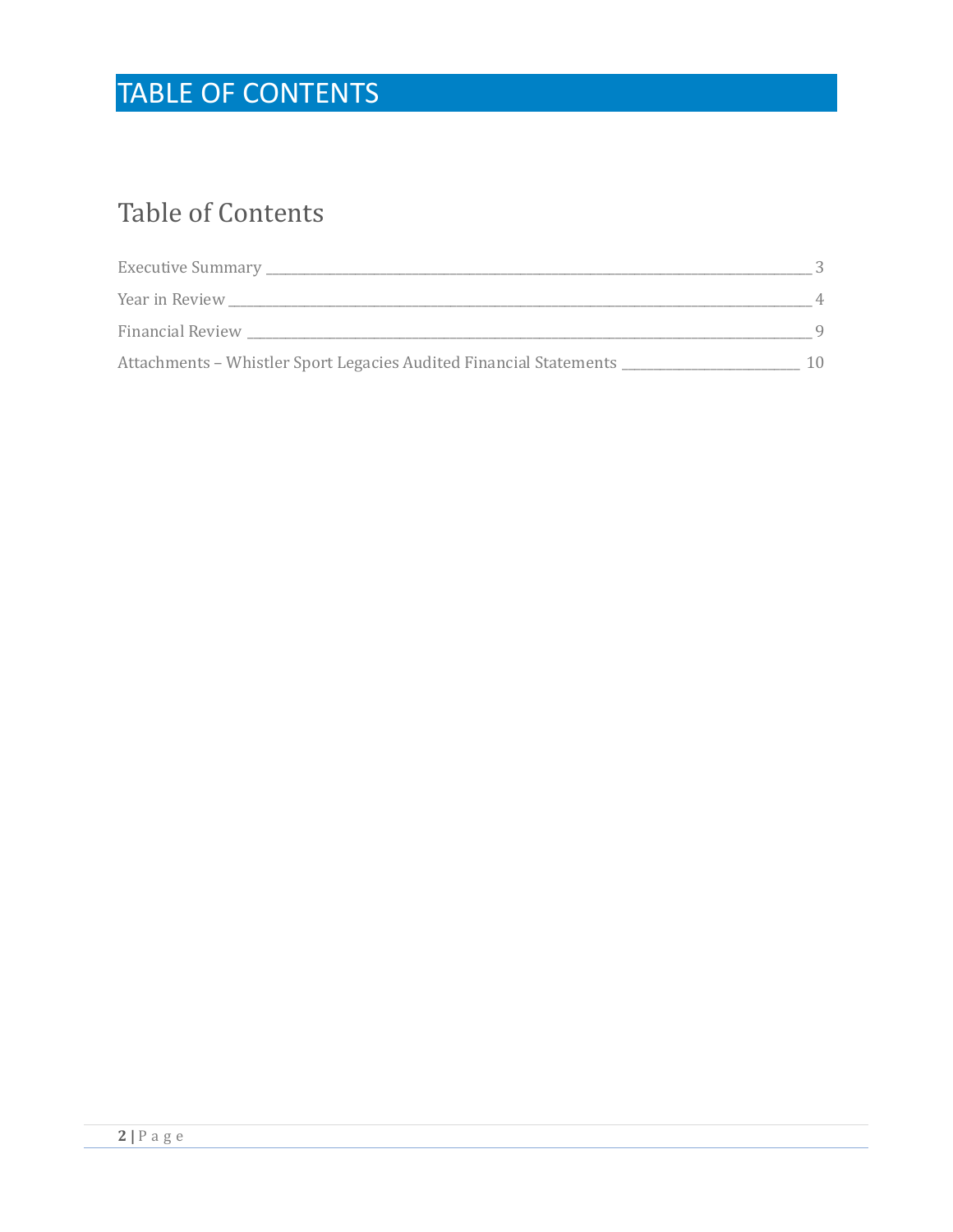# TABLE OF CONTENTS

## Table of Contents

Executive Summary ____________________ 3

Year in Review ____________________ 4

Financial Review ____________________ 9

Attachments – Whistler Sport Legacies Audited Financial Statements ____________________ 10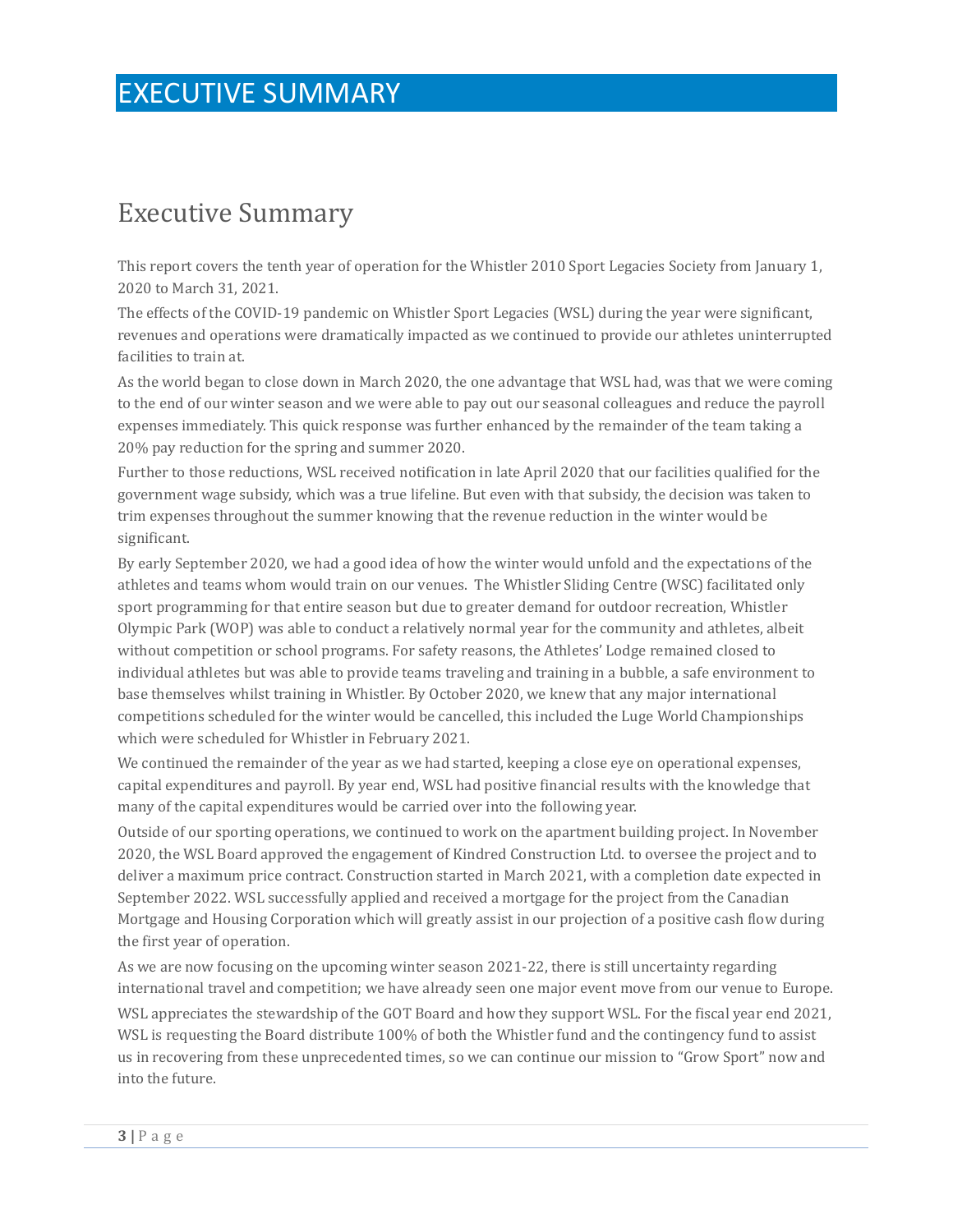# EXECUTIVE SUMMARY

## Executive Summary

This report covers the tenth year of operation for the Whistler 2010 Sport Legacies Society from January 1, 2020 to March 31, 2021.

The effects of the COVID-19 pandemic on Whistler Sport Legacies (WSL) during the year were significant, revenues and operations were dramatically impacted as we continued to provide our athletes uninterrupted facilities to train at.

As the world began to close down in March 2020, the one advantage that WSL had, was that we were coming to the end of our winter season and we were able to pay out our seasonal colleagues and reduce the payroll expenses immediately. This quick response was further enhanced by the remainder of the team taking a 20% pay reduction for the spring and summer 2020.

Further to those reductions, WSL received notification in late April 2020 that our facilities qualified for the government wage subsidy, which was a true lifeline. But even with that subsidy, the decision was taken to trim expenses throughout the summer knowing that the revenue reduction in the winter would be significant.

By early September 2020, we had a good idea of how the winter would unfold and the expectations of the athletes and teams whom would train on our venues. The Whistler Sliding Centre (WSC) facilitated only sport programming for that entire season but due to greater demand for outdoor recreation, Whistler Olympic Park (WOP) was able to conduct a relatively normal year for the community and athletes, albeit without competition or school programs. For safety reasons, the Athletes' Lodge remained closed to individual athletes but was able to provide teams traveling and training in a bubble, a safe environment to base themselves whilst training in Whistler. By October 2020, we knew that any major international competitions scheduled for the winter would be cancelled, this included the Luge World Championships which were scheduled for Whistler in February 2021.

We continued the remainder of the year as we had started, keeping a close eye on operational expenses, capital expenditures and payroll. By year end, WSL had positive financial results with the knowledge that many of the capital expenditures would be carried over into the following year.

Outside of our sporting operations, we continued to work on the apartment building project. In November 2020, the WSL Board approved the engagement of Kindred Construction Ltd. to oversee the project and to deliver a maximum price contract. Construction started in March 2021, with a completion date expected in September 2022. WSL successfully applied and received a mortgage for the project from the Canadian Mortgage and Housing Corporation which will greatly assist in our projection of a positive cash flow during the first year of operation.

As we are now focusing on the upcoming winter season 2021-22, there is still uncertainty regarding international travel and competition; we have already seen one major event move from our venue to Europe.

WSL appreciates the stewardship of the GOT Board and how they support WSL. For the fiscal year end 2021, WSL is requesting the Board distribute 100% of both the Whistler fund and the contingency fund to assist us in recovering from these unprecedented times, so we can continue our mission to "Grow Sport" now and into the future.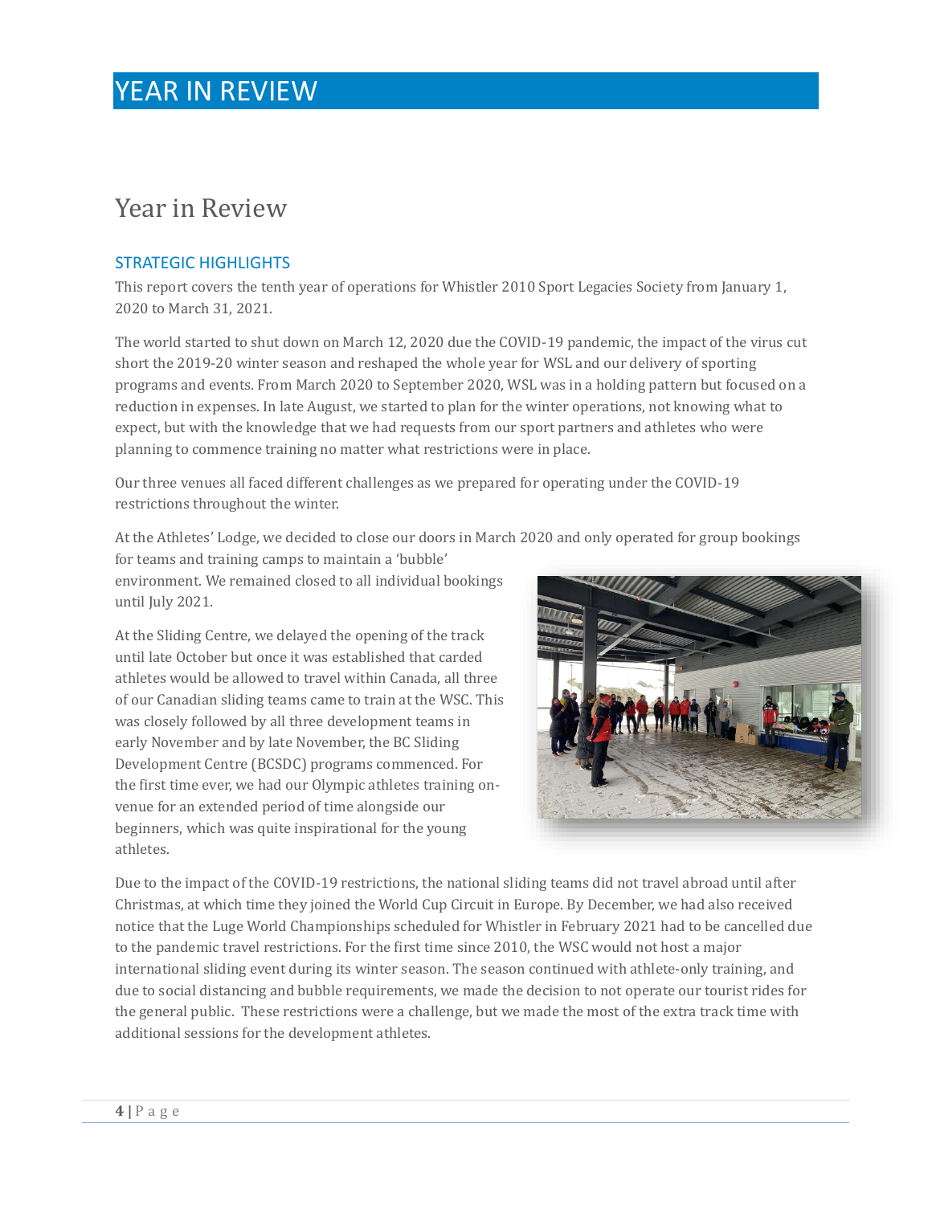# YEAR IN REVIEW

## Year in Review

### STRATEGIC HIGHLIGHTS

This report covers the tenth year of operations for Whistler 2010 Sport Legacies Society from January 1, 2020 to March 31, 2021.

The world started to shut down on March 12, 2020 due the COVID-19 pandemic, the impact of the virus cut short the 2019-20 winter season and reshaped the whole year for WSL and our delivery of sporting programs and events. From March 2020 to September 2020, WSL was in a holding pattern but focused on a reduction in expenses. In late August, we started to plan for the winter operations, not knowing what to expect, but with the knowledge that we had requests from our sport partners and athletes who were planning to commence training no matter what restrictions were in place.

Our three venues all faced different challenges as we prepared for operating under the COVID-19 restrictions throughout the winter.

At the Athletes' Lodge, we decided to close our doors in March 2020 and only operated for group bookings for teams and training camps to maintain a 'bubble' environment. We remained closed to all individual bookings until July 2021.

At the Sliding Centre, we delayed the opening of the track until late October but once it was established that carded athletes would be allowed to travel within Canada, all three of our Canadian sliding teams came to train at the WSC. This was closely followed by all three development teams in early November and by late November, the BC Sliding Development Centre (BCSDC) programs commenced. For the first time ever, we had our Olympic athletes training on-venue for an extended period of time alongside our beginners, which was quite inspirational for the young athletes.

Due to the impact of the COVID-19 restrictions, the national sliding teams did not travel abroad until after Christmas, at which time they joined the World Cup Circuit in Europe. By December, we had also received notice that the Luge World Championships scheduled for Whistler in February 2021 had to be cancelled due to the pandemic travel restrictions. For the first time since 2010, the WSC would not host a major international sliding event during its winter season. The season continued with athlete-only training, and due to social distancing and bubble requirements, we made the decision to not operate our tourist rides for the general public. These restrictions were a challenge, but we made the most of the extra track time with additional sessions for the development athletes.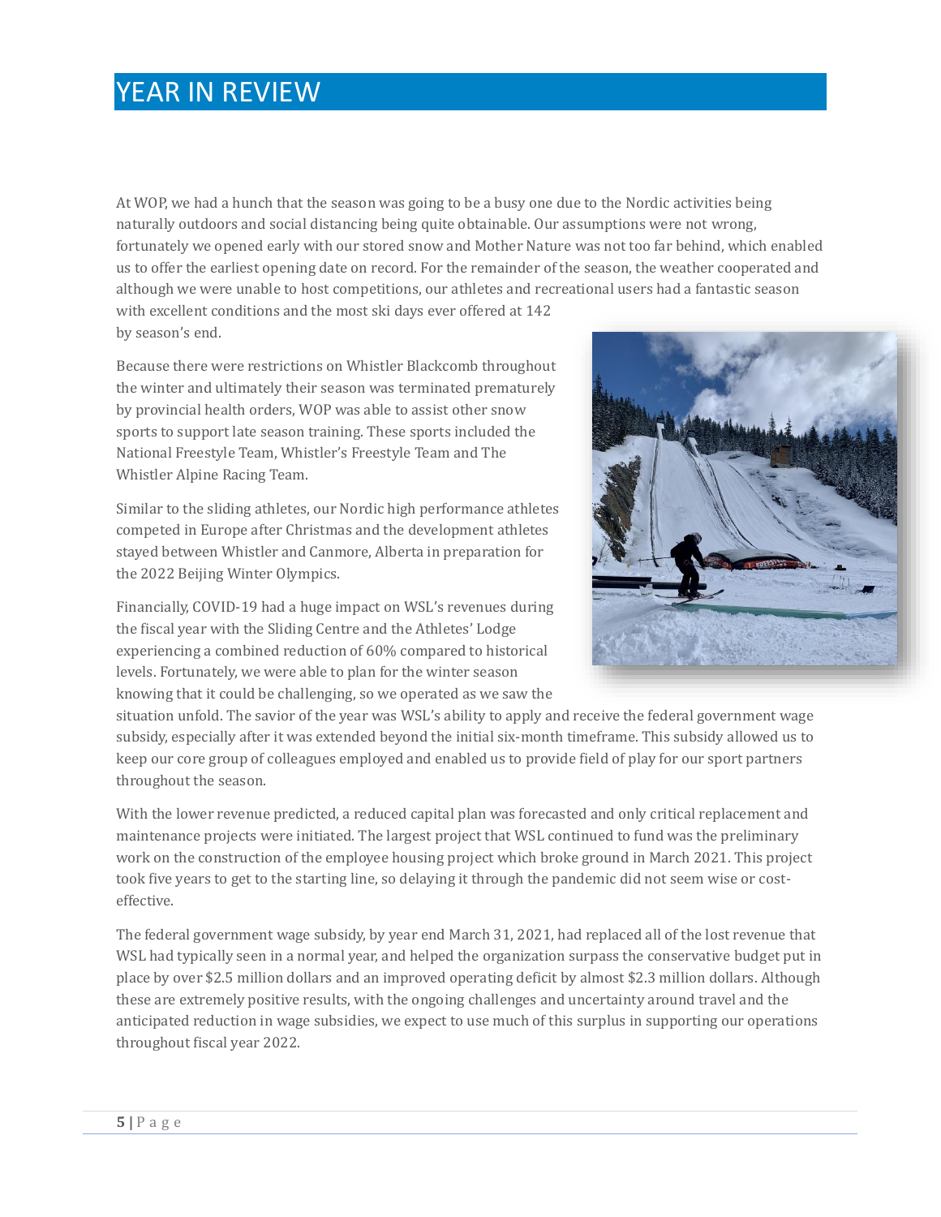# YEAR IN REVIEW

At WOP, we had a hunch that the season was going to be a busy one due to the Nordic activities being naturally outdoors and social distancing being quite obtainable. Our assumptions were not wrong, fortunately we opened early with our stored snow and Mother Nature was not too far behind, which enabled us to offer the earliest opening date on record. For the remainder of the season, the weather cooperated and although we were unable to host competitions, our athletes and recreational users had a fantastic season with excellent conditions and the most ski days ever offered at 142 by season's end.

Because there were restrictions on Whistler Blackcomb throughout the winter and ultimately their season was terminated prematurely by provincial health orders, WOP was able to assist other snow sports to support late season training. These sports included the National Freestyle Team, Whistler's Freestyle Team and The Whistler Alpine Racing Team.

Similar to the sliding athletes, our Nordic high performance athletes competed in Europe after Christmas and the development athletes stayed between Whistler and Canmore, Alberta in preparation for the 2022 Beijing Winter Olympics.

Financially, COVID-19 had a huge impact on WSL's revenues during the fiscal year with the Sliding Centre and the Athletes' Lodge experiencing a combined reduction of 60% compared to historical levels. Fortunately, we were able to plan for the winter season knowing that it could be challenging, so we operated as we saw the situation unfold. The savior of the year was WSL's ability to apply and receive the federal government wage subsidy, especially after it was extended beyond the initial six-month timeframe. This subsidy allowed us to keep our core group of colleagues employed and enabled us to provide field of play for our sport partners throughout the season.

With the lower revenue predicted, a reduced capital plan was forecasted and only critical replacement and maintenance projects were initiated. The largest project that WSL continued to fund was the preliminary work on the construction of the employee housing project which broke ground in March 2021. This project took five years to get to the starting line, so delaying it through the pandemic did not seem wise or cost-effective.

The federal government wage subsidy, by year end March 31, 2021, had replaced all of the lost revenue that WSL had typically seen in a normal year, and helped the organization surpass the conservative budget put in place by over $2.5 million dollars and an improved operating deficit by almost $2.3 million dollars. Although these are extremely positive results, with the ongoing challenges and uncertainty around travel and the anticipated reduction in wage subsidies, we expect to use much of this surplus in supporting our operations throughout fiscal year 2022.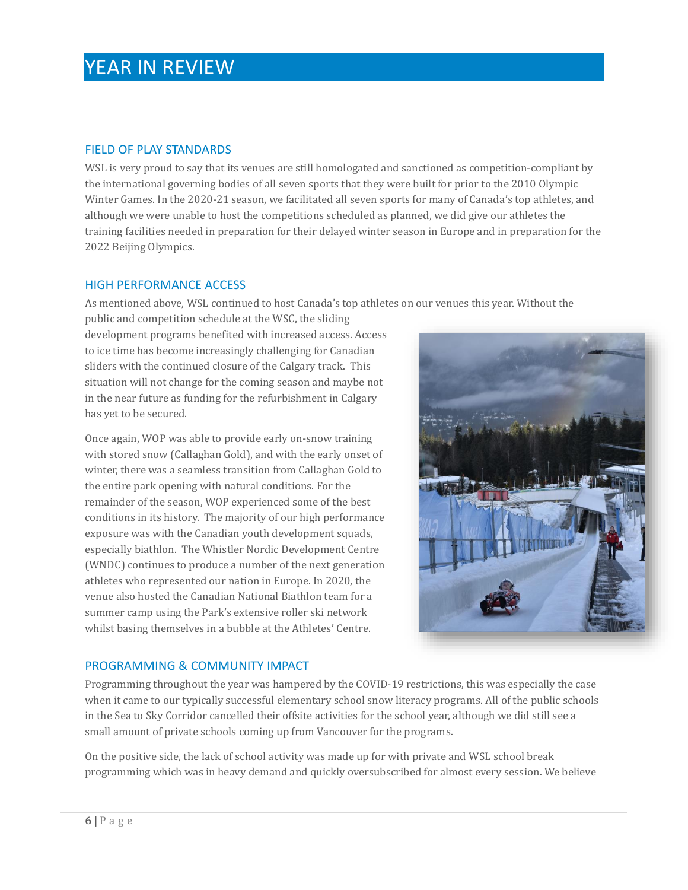# YEAR IN REVIEW

## FIELD OF PLAY STANDARDS

WSL is very proud to say that its venues are still homologated and sanctioned as competition-compliant by the international governing bodies of all seven sports that they were built for prior to the 2010 Olympic Winter Games. In the 2020-21 season, we facilitated all seven sports for many of Canada's top athletes, and although we were unable to host the competitions scheduled as planned, we did give our athletes the training facilities needed in preparation for their delayed winter season in Europe and in preparation for the 2022 Beijing Olympics.

## HIGH PERFORMANCE ACCESS

As mentioned above, WSL continued to host Canada's top athletes on our venues this year. Without the public and competition schedule at the WSC, the sliding development programs benefited with increased access. Access to ice time has become increasingly challenging for Canadian sliders with the continued closure of the Calgary track. This situation will not change for the coming season and maybe not in the near future as funding for the refurbishment in Calgary has yet to be secured.

Once again, WOP was able to provide early on-snow training with stored snow (Callaghan Gold), and with the early onset of winter, there was a seamless transition from Callaghan Gold to the entire park opening with natural conditions. For the remainder of the season, WOP experienced some of the best conditions in its history. The majority of our high performance exposure was with the Canadian youth development squads, especially biathlon. The Whistler Nordic Development Centre (WNDC) continues to produce a number of the next generation athletes who represented our nation in Europe. In 2020, the venue also hosted the Canadian National Biathlon team for a summer camp using the Park's extensive roller ski network whilst basing themselves in a bubble at the Athletes' Centre.

## PROGRAMMING & COMMUNITY IMPACT

Programming throughout the year was hampered by the COVID-19 restrictions, this was especially the case when it came to our typically successful elementary school snow literacy programs. All of the public schools in the Sea to Sky Corridor cancelled their offsite activities for the school year, although we did still see a small amount of private schools coming up from Vancouver for the programs.

On the positive side, the lack of school activity was made up for with private and WSL school break programming which was in heavy demand and quickly oversubscribed for almost every session. We believe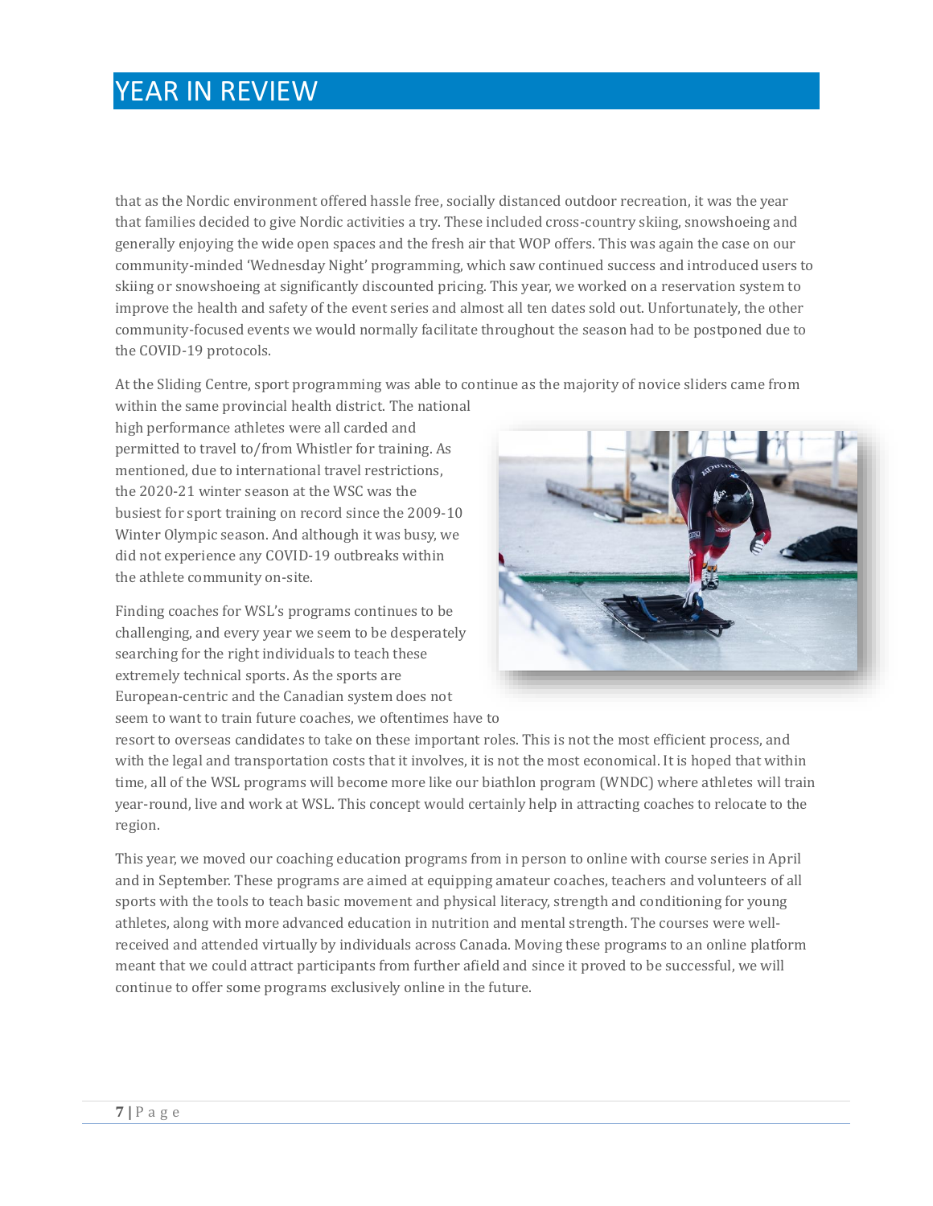that as the Nordic environment offered hassle free, socially distanced outdoor recreation, it was the year that families decided to give Nordic activities a try. These included cross-country skiing, snowshoeing and generally enjoying the wide open spaces and the fresh air that WOP offers. This was again the case on our community-minded 'Wednesday Night' programming, which saw continued success and introduced users to skiing or snowshoeing at significantly discounted pricing. This year, we worked on a reservation system to improve the health and safety of the event series and almost all ten dates sold out. Unfortunately, the other community-focused events we would normally facilitate throughout the season had to be postponed due to the COVID-19 protocols.

At the Sliding Centre, sport programming was able to continue as the majority of novice sliders came from within the same provincial health district. The national high performance athletes were all carded and permitted to travel to/from Whistler for training. As mentioned, due to international travel restrictions, the 2020-21 winter season at the WSC was the busiest for sport training on record since the 2009-10 Winter Olympic season. And although it was busy, we did not experience any COVID-19 outbreaks within the athlete community on-site.

Finding coaches for WSL's programs continues to be challenging, and every year we seem to be desperately searching for the right individuals to teach these extremely technical sports. As the sports are European-centric and the Canadian system does not seem to want to train future coaches, we oftentimes have to resort to overseas candidates to take on these important roles. This is not the most efficient process, and with the legal and transportation costs that it involves, it is not the most economical. It is hoped that within time, all of the WSL programs will become more like our biathlon program (WNDC) where athletes will train year-round, live and work at WSL. This concept would certainly help in attracting coaches to relocate to the region.

This year, we moved our coaching education programs from in person to online with course series in April and in September. These programs are aimed at equipping amateur coaches, teachers and volunteers of all sports with the tools to teach basic movement and physical literacy, strength and conditioning for young athletes, along with more advanced education in nutrition and mental strength. The courses were well-received and attended virtually by individuals across Canada. Moving these programs to an online platform meant that we could attract participants from further afield and since it proved to be successful, we will continue to offer some programs exclusively online in the future.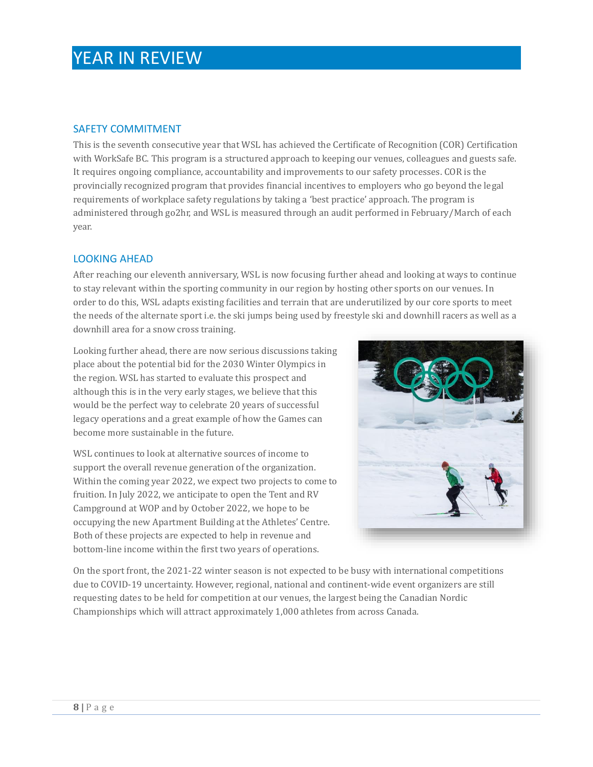# YEAR IN REVIEW

## SAFETY COMMITMENT

This is the seventh consecutive year that WSL has achieved the Certificate of Recognition (COR) Certification with WorkSafe BC. This program is a structured approach to keeping our venues, colleagues and guests safe. It requires ongoing compliance, accountability and improvements to our safety processes. COR is the provincially recognized program that provides financial incentives to employers who go beyond the legal requirements of workplace safety regulations by taking a 'best practice' approach. The program is administered through go2hr, and WSL is measured through an audit performed in February/March of each year.

## LOOKING AHEAD

After reaching our eleventh anniversary, WSL is now focusing further ahead and looking at ways to continue to stay relevant within the sporting community in our region by hosting other sports on our venues. In order to do this, WSL adapts existing facilities and terrain that are underutilized by our core sports to meet the needs of the alternate sport i.e. the ski jumps being used by freestyle ski and downhill racers as well as a downhill area for a snow cross training.

Looking further ahead, there are now serious discussions taking place about the potential bid for the 2030 Winter Olympics in the region. WSL has started to evaluate this prospect and although this is in the very early stages, we believe that this would be the perfect way to celebrate 20 years of successful legacy operations and a great example of how the Games can become more sustainable in the future.

WSL continues to look at alternative sources of income to support the overall revenue generation of the organization. Within the coming year 2022, we expect two projects to come to fruition. In July 2022, we anticipate to open the Tent and RV Campground at WOP and by October 2022, we hope to be occupying the new Apartment Building at the Athletes' Centre. Both of these projects are expected to help in revenue and bottom-line income within the first two years of operations.

On the sport front, the 2021-22 winter season is not expected to be busy with international competitions due to COVID-19 uncertainty. However, regional, national and continent-wide event organizers are still requesting dates to be held for competition at our venues, the largest being the Canadian Nordic Championships which will attract approximately 1,000 athletes from across Canada.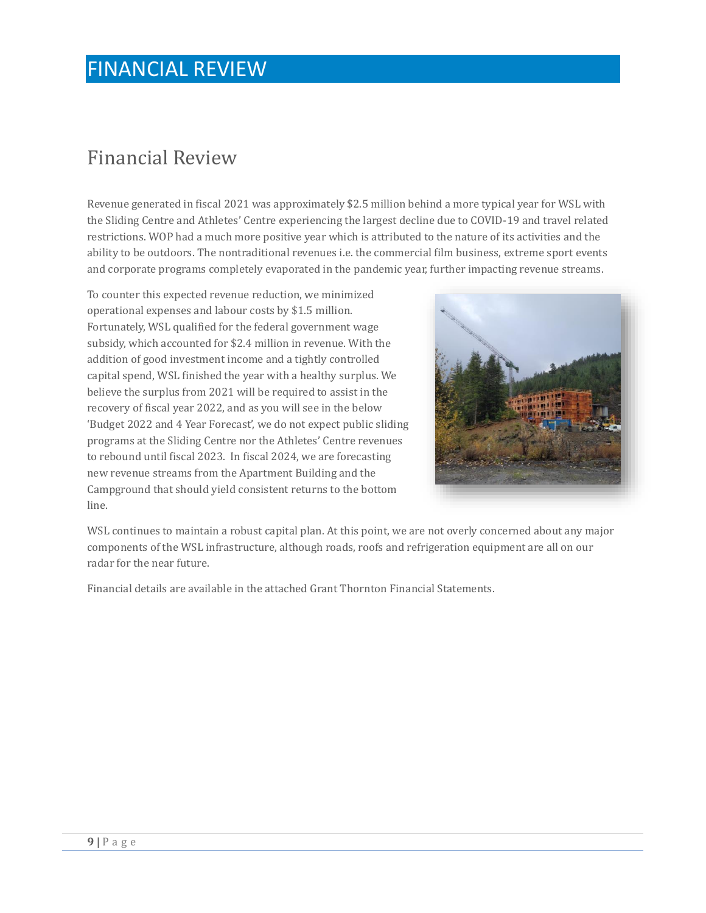# FINANCIAL REVIEW

## Financial Review

Revenue generated in fiscal 2021 was approximately $2.5 million behind a more typical year for WSL with the Sliding Centre and Athletes' Centre experiencing the largest decline due to COVID-19 and travel related restrictions. WOP had a much more positive year which is attributed to the nature of its activities and the ability to be outdoors. The nontraditional revenues i.e. the commercial film business, extreme sport events and corporate programs completely evaporated in the pandemic year, further impacting revenue streams.

To counter this expected revenue reduction, we minimized operational expenses and labour costs by $1.5 million. Fortunately, WSL qualified for the federal government wage subsidy, which accounted for $2.4 million in revenue. With the addition of good investment income and a tightly controlled capital spend, WSL finished the year with a healthy surplus. We believe the surplus from 2021 will be required to assist in the recovery of fiscal year 2022, and as you will see in the below 'Budget 2022 and 4 Year Forecast', we do not expect public sliding programs at the Sliding Centre nor the Athletes' Centre revenues to rebound until fiscal 2023. In fiscal 2024, we are forecasting new revenue streams from the Apartment Building and the Campground that should yield consistent returns to the bottom line.

WSL continues to maintain a robust capital plan. At this point, we are not overly concerned about any major components of the WSL infrastructure, although roads, roofs and refrigeration equipment are all on our radar for the near future.

Financial details are available in the attached Grant Thornton Financial Statements.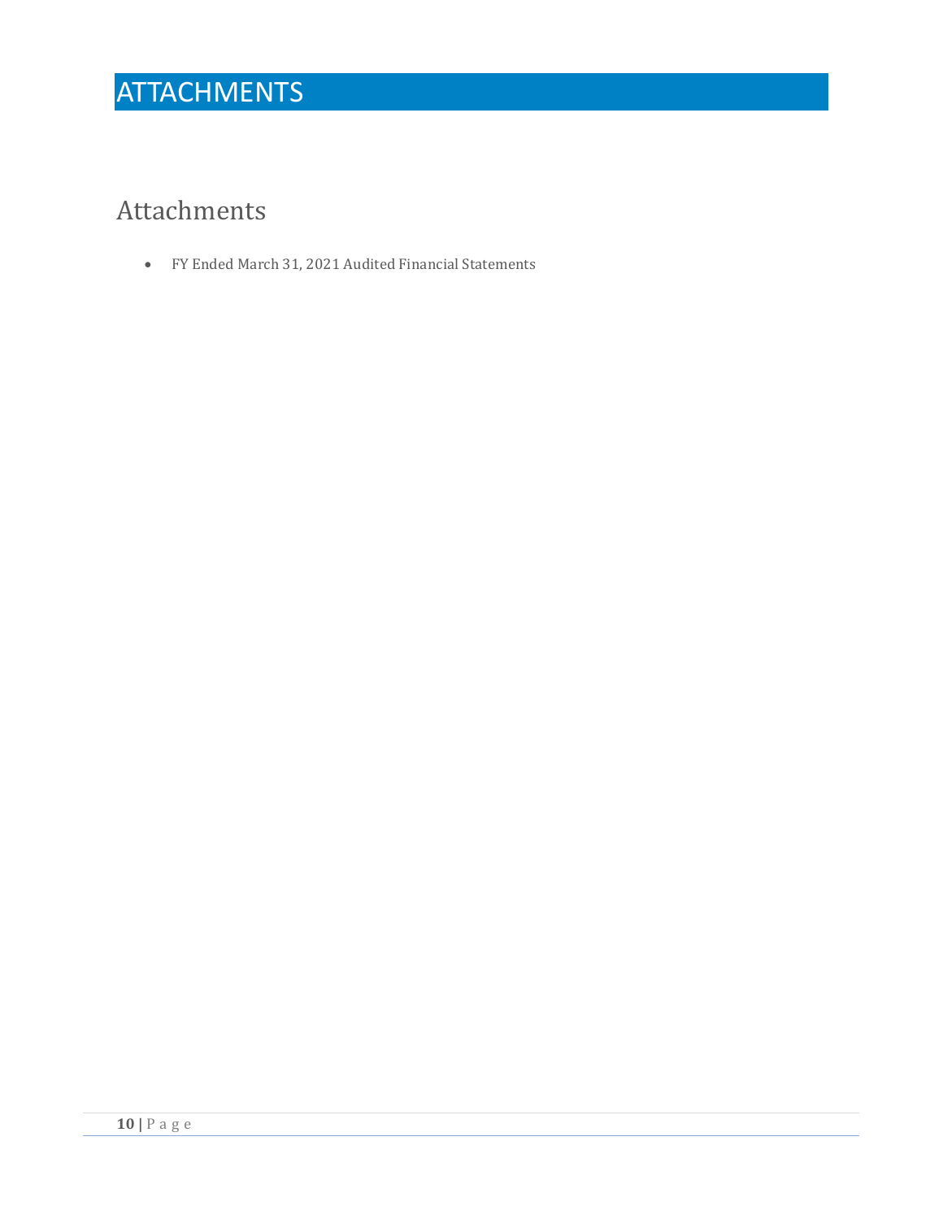# ATTACHMENTS

## Attachments

- FY Ended March 31, 2021 Audited Financial Statements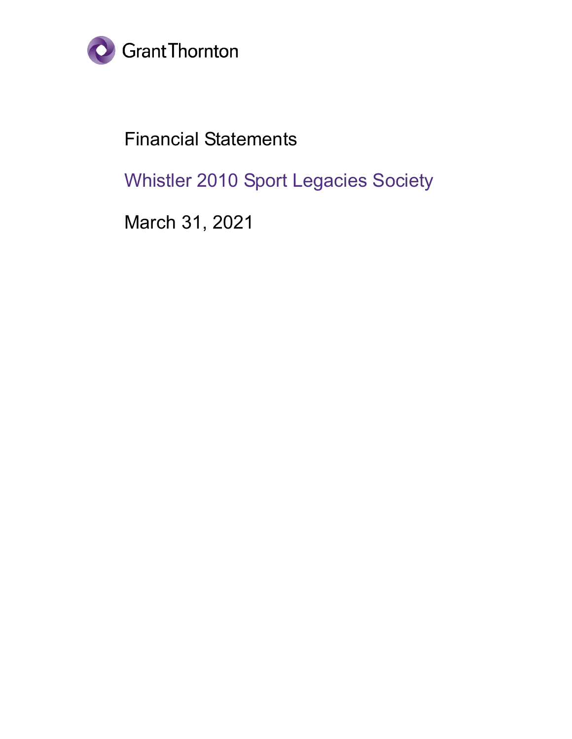Grant Thornton

# Financial Statements

## Whistler 2010 Sport Legacies Society

March 31, 2021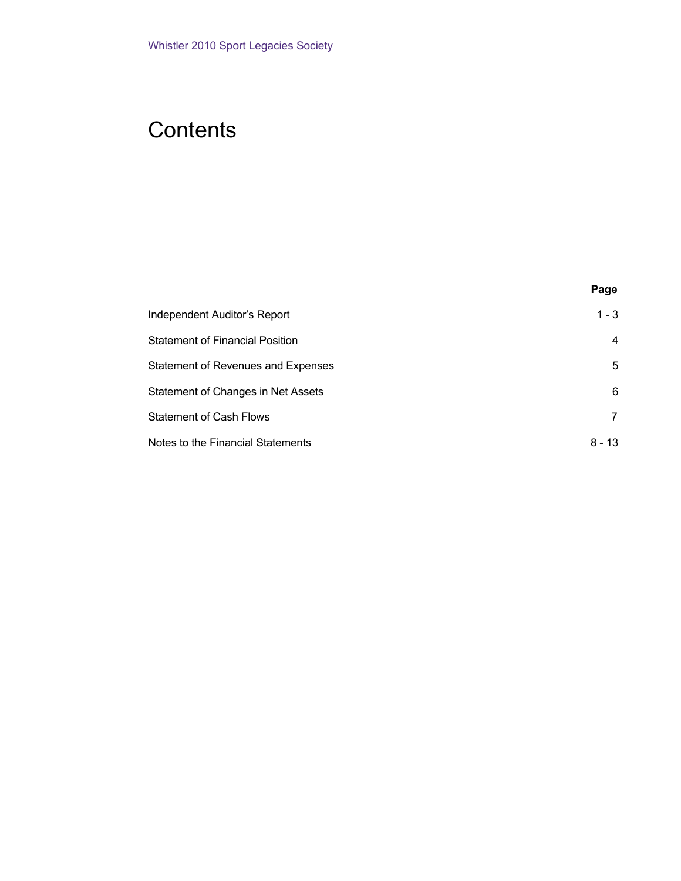Whistler 2010 Sport Legacies Society

# Contents

| | Page |
|---|---|
| Independent Auditor's Report | 1 - 3 |
| Statement of Financial Position | 4 |
| Statement of Revenues and Expenses | 5 |
| Statement of Changes in Net Assets | 6 |
| Statement of Cash Flows | 7 |
| Notes to the Financial Statements | 8 - 13 |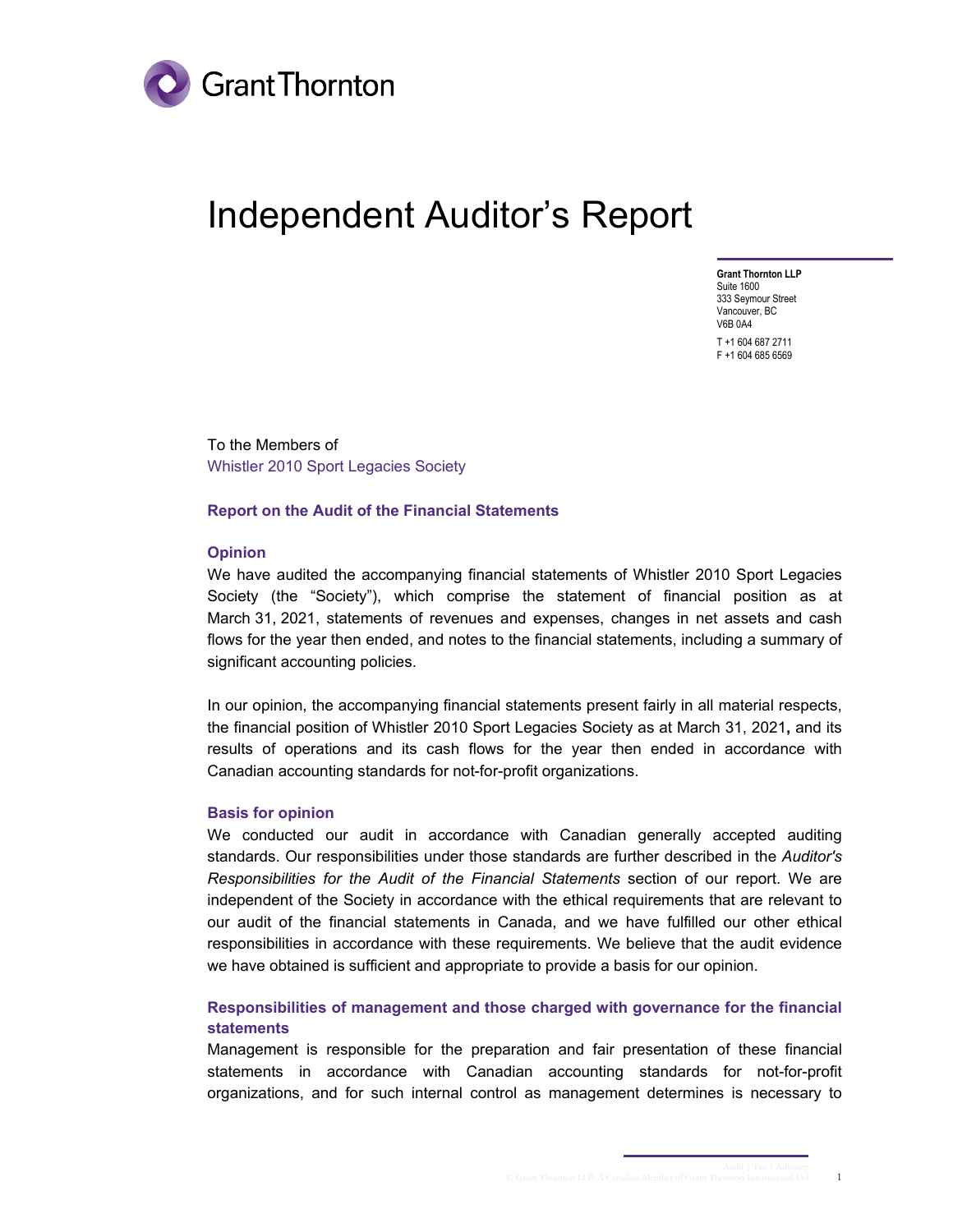Grant Thornton

# Independent Auditor's Report

**Grant Thornton LLP**
Suite 1600
333 Seymour Street
Vancouver, BC
V6B 0A4

T +1 604 687 2711
F +1 604 685 6569

To the Members of
Whistler 2010 Sport Legacies Society

## Report on the Audit of the Financial Statements

### Opinion

We have audited the accompanying financial statements of Whistler 2010 Sport Legacies Society (the "Society"), which comprise the statement of financial position as at March 31, 2021, statements of revenues and expenses, changes in net assets and cash flows for the year then ended, and notes to the financial statements, including a summary of significant accounting policies.

In our opinion, the accompanying financial statements present fairly in all material respects, the financial position of Whistler 2010 Sport Legacies Society as at March 31, 2021**,** and its results of operations and its cash flows for the year then ended in accordance with Canadian accounting standards for not-for-profit organizations.

### Basis for opinion

We conducted our audit in accordance with Canadian generally accepted auditing standards. Our responsibilities under those standards are further described in the *Auditor's Responsibilities for the Audit of the Financial Statements* section of our report. We are independent of the Society in accordance with the ethical requirements that are relevant to our audit of the financial statements in Canada, and we have fulfilled our other ethical responsibilities in accordance with these requirements. We believe that the audit evidence we have obtained is sufficient and appropriate to provide a basis for our opinion.

### Responsibilities of management and those charged with governance for the financial statements

Management is responsible for the preparation and fair presentation of these financial statements in accordance with Canadian accounting standards for not-for-profit organizations, and for such internal control as management determines is necessary to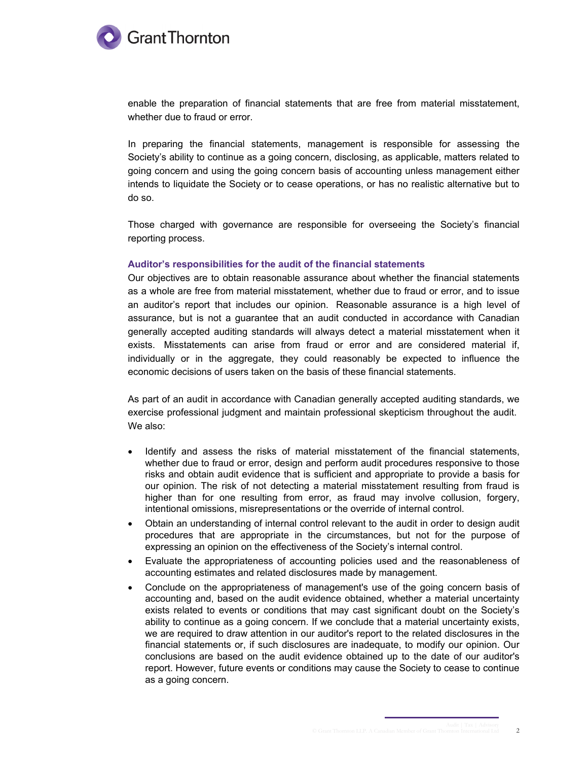enable the preparation of financial statements that are free from material misstatement, whether due to fraud or error.

In preparing the financial statements, management is responsible for assessing the Society's ability to continue as a going concern, disclosing, as applicable, matters related to going concern and using the going concern basis of accounting unless management either intends to liquidate the Society or to cease operations, or has no realistic alternative but to do so.

Those charged with governance are responsible for overseeing the Society's financial reporting process.

### Auditor's responsibilities for the audit of the financial statements

Our objectives are to obtain reasonable assurance about whether the financial statements as a whole are free from material misstatement, whether due to fraud or error, and to issue an auditor's report that includes our opinion. Reasonable assurance is a high level of assurance, but is not a guarantee that an audit conducted in accordance with Canadian generally accepted auditing standards will always detect a material misstatement when it exists. Misstatements can arise from fraud or error and are considered material if, individually or in the aggregate, they could reasonably be expected to influence the economic decisions of users taken on the basis of these financial statements.

As part of an audit in accordance with Canadian generally accepted auditing standards, we exercise professional judgment and maintain professional skepticism throughout the audit. We also:

- Identify and assess the risks of material misstatement of the financial statements, whether due to fraud or error, design and perform audit procedures responsive to those risks and obtain audit evidence that is sufficient and appropriate to provide a basis for our opinion. The risk of not detecting a material misstatement resulting from fraud is higher than for one resulting from error, as fraud may involve collusion, forgery, intentional omissions, misrepresentations or the override of internal control.
- Obtain an understanding of internal control relevant to the audit in order to design audit procedures that are appropriate in the circumstances, but not for the purpose of expressing an opinion on the effectiveness of the Society's internal control.
- Evaluate the appropriateness of accounting policies used and the reasonableness of accounting estimates and related disclosures made by management.
- Conclude on the appropriateness of management's use of the going concern basis of accounting and, based on the audit evidence obtained, whether a material uncertainty exists related to events or conditions that may cast significant doubt on the Society's ability to continue as a going concern. If we conclude that a material uncertainty exists, we are required to draw attention in our auditor's report to the related disclosures in the financial statements or, if such disclosures are inadequate, to modify our opinion. Our conclusions are based on the audit evidence obtained up to the date of our auditor's report. However, future events or conditions may cause the Society to cease to continue as a going concern.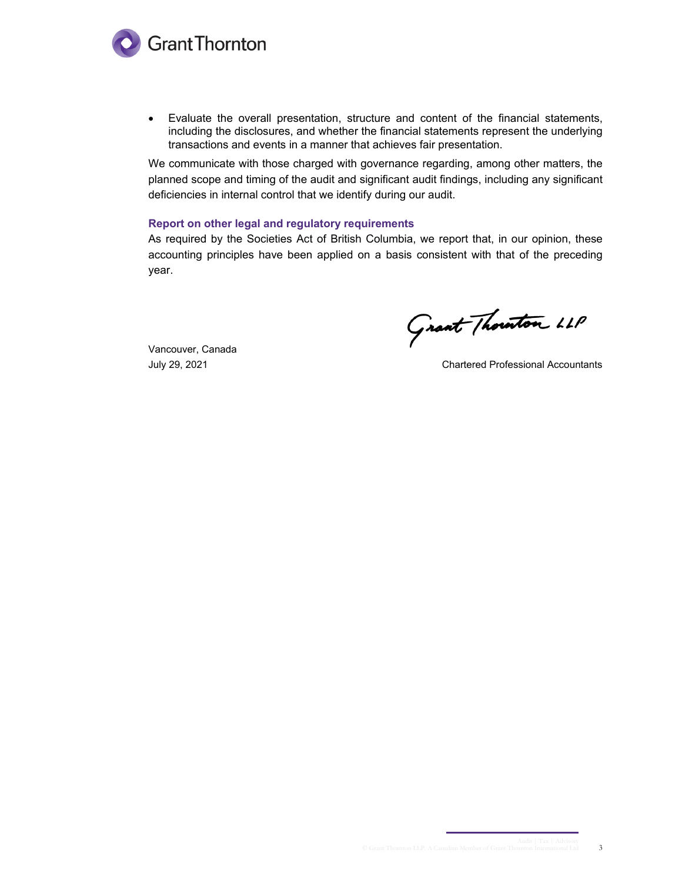- Evaluate the overall presentation, structure and content of the financial statements, including the disclosures, and whether the financial statements represent the underlying transactions and events in a manner that achieves fair presentation.

We communicate with those charged with governance regarding, among other matters, the planned scope and timing of the audit and significant audit findings, including any significant deficiencies in internal control that we identify during our audit.

### Report on other legal and regulatory requirements

As required by the Societies Act of British Columbia, we report that, in our opinion, these accounting principles have been applied on a basis consistent with that of the preceding year.

Grant Thornton LLP

Vancouver, Canada
July 29, 2021

Chartered Professional Accountants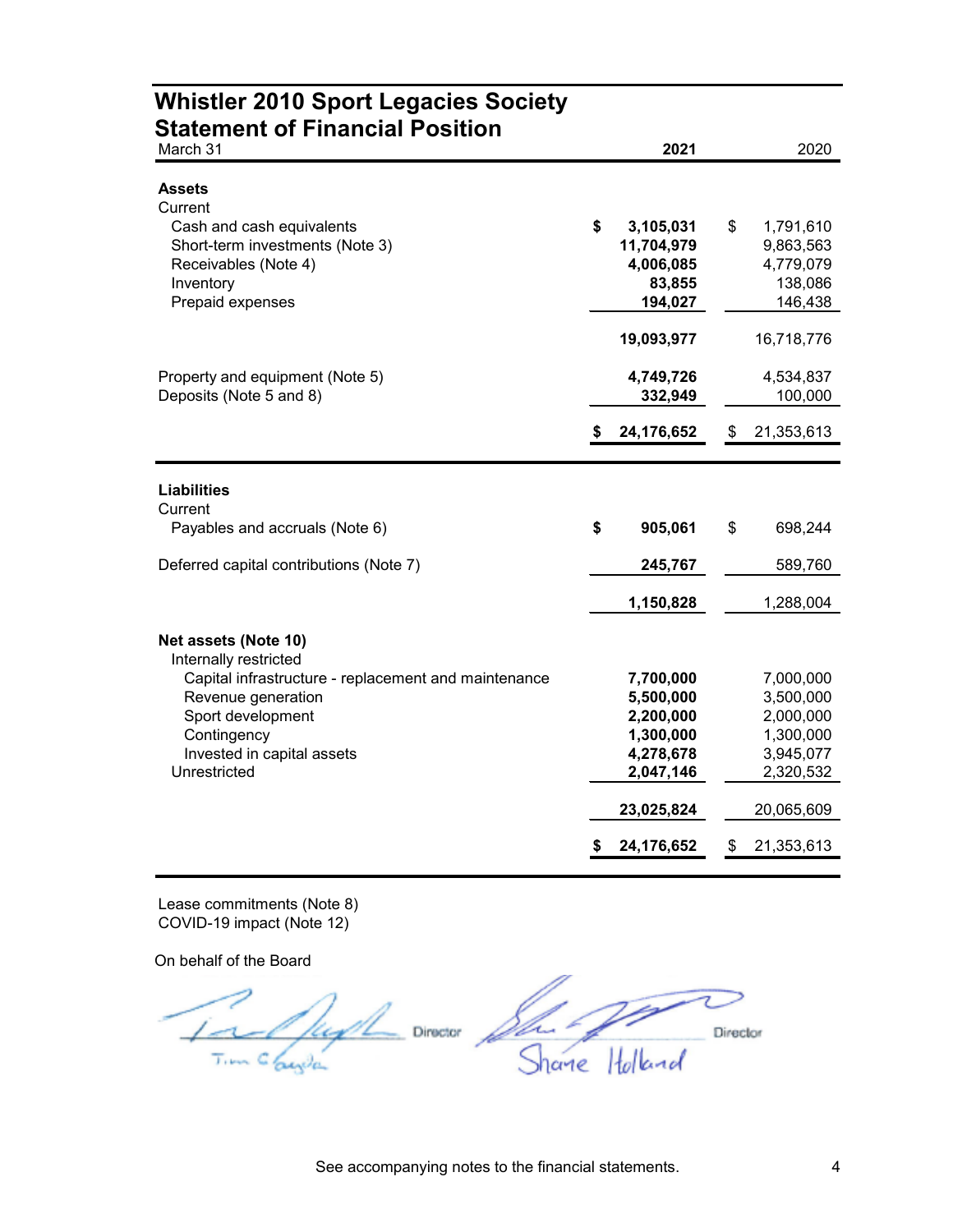# Whistler 2010 Sport Legacies Society
## Statement of Financial Position

| March 31 | 2021 | 2020 |
|---|---|---|
| **Assets** | | |
| Current | | |
| Cash and cash equivalents | **$ 3,105,031** | $ 1,791,610 |
| Short-term investments (Note 3) | **11,704,979** | 9,863,563 |
| Receivables (Note 4) | **4,006,085** | 4,779,079 |
| Inventory | **83,855** | 138,086 |
| Prepaid expenses | **194,027** | 146,438 |
| | **19,093,977** | 16,718,776 |
| Property and equipment (Note 5) | **4,749,726** | 4,534,837 |
| Deposits (Note 5 and 8) | **332,949** | 100,000 |
| | **$ 24,176,652** | $ 21,353,613 |
| **Liabilities** | | |
| Current | | |
| Payables and accruals (Note 6) | **$ 905,061** | $ 698,244 |
| Deferred capital contributions (Note 7) | **245,767** | 589,760 |
| | **1,150,828** | 1,288,004 |
| **Net assets (Note 10)** | | |
| Internally restricted | | |
| Capital infrastructure - replacement and maintenance | **7,700,000** | 7,000,000 |
| Revenue generation | **5,500,000** | 3,500,000 |
| Sport development | **2,200,000** | 2,000,000 |
| Contingency | **1,300,000** | 1,300,000 |
| Invested in capital assets | **4,278,678** | 3,945,077 |
| Unrestricted | **2,047,146** | 2,320,532 |
| | **23,025,824** | 20,065,609 |
| | **$ 24,176,652** | $ 21,353,613 |

Lease commitments (Note 8)
COVID-19 impact (Note 12)

On behalf of the Board

Tim Clayden, Director        Shane Holland, Director

See accompanying notes to the financial statements.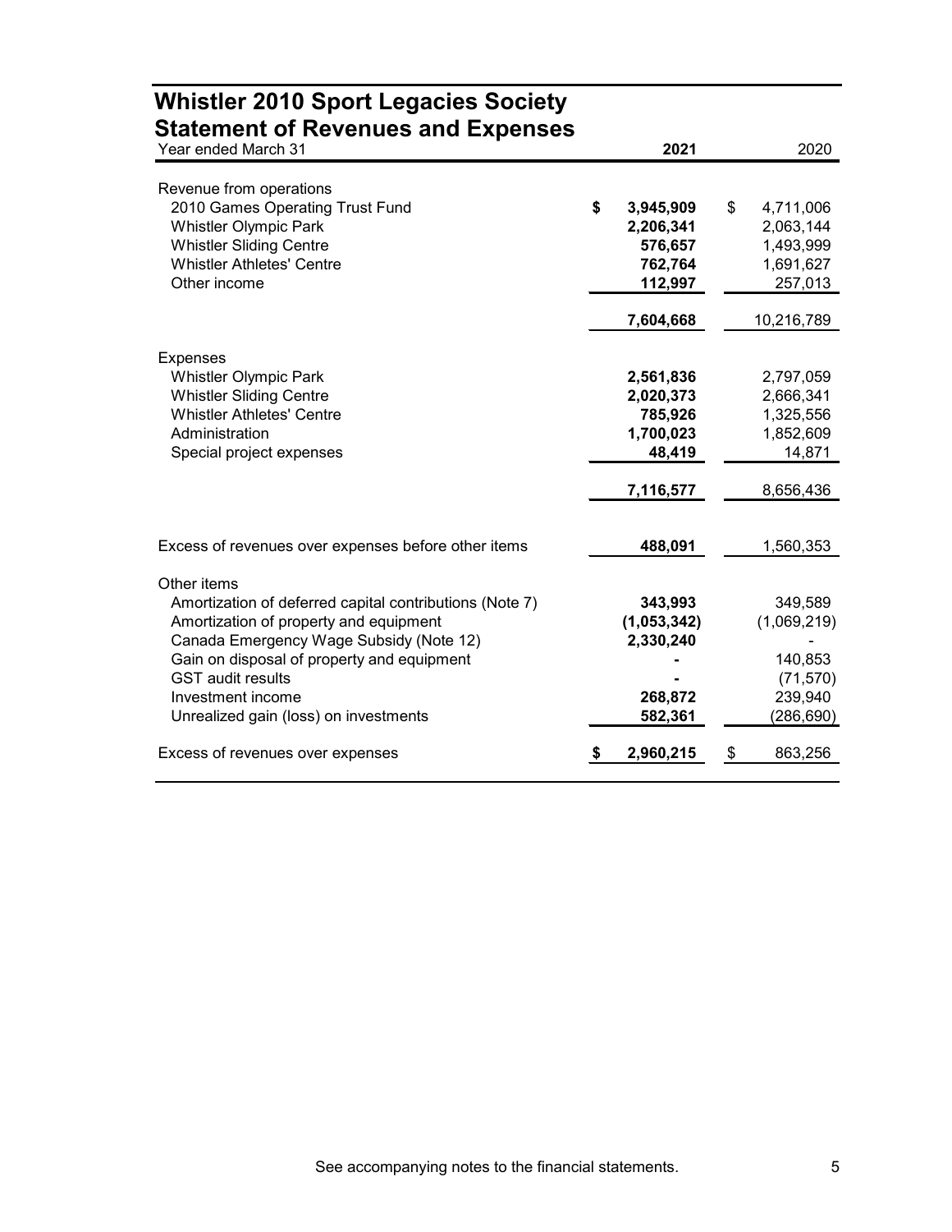# Whistler 2010 Sport Legacies Society
## Statement of Revenues and Expenses

| Year ended March 31 | 2021 | 2020 |
|---|---|---|
| Revenue from operations | | |
| 2010 Games Operating Trust Fund | $ 3,945,909 | $ 4,711,006 |
| Whistler Olympic Park | 2,206,341 | 2,063,144 |
| Whistler Sliding Centre | 576,657 | 1,493,999 |
| Whistler Athletes' Centre | 762,764 | 1,691,627 |
| Other income | 112,997 | 257,013 |
| | 7,604,668 | 10,216,789 |
| Expenses | | |
| Whistler Olympic Park | 2,561,836 | 2,797,059 |
| Whistler Sliding Centre | 2,020,373 | 2,666,341 |
| Whistler Athletes' Centre | 785,926 | 1,325,556 |
| Administration | 1,700,023 | 1,852,609 |
| Special project expenses | 48,419 | 14,871 |
| | 7,116,577 | 8,656,436 |
| Excess of revenues over expenses before other items | 488,091 | 1,560,353 |
| Other items | | |
| Amortization of deferred capital contributions (Note 7) | 343,993 | 349,589 |
| Amortization of property and equipment | (1,053,342) | (1,069,219) |
| Canada Emergency Wage Subsidy (Note 12) | 2,330,240 | - |
| Gain on disposal of property and equipment | - | 140,853 |
| GST audit results | - | (71,570) |
| Investment income | 268,872 | 239,940 |
| Unrealized gain (loss) on investments | 582,361 | (286,690) |
| Excess of revenues over expenses | $ 2,960,215 | $ 863,256 |

See accompanying notes to the financial statements.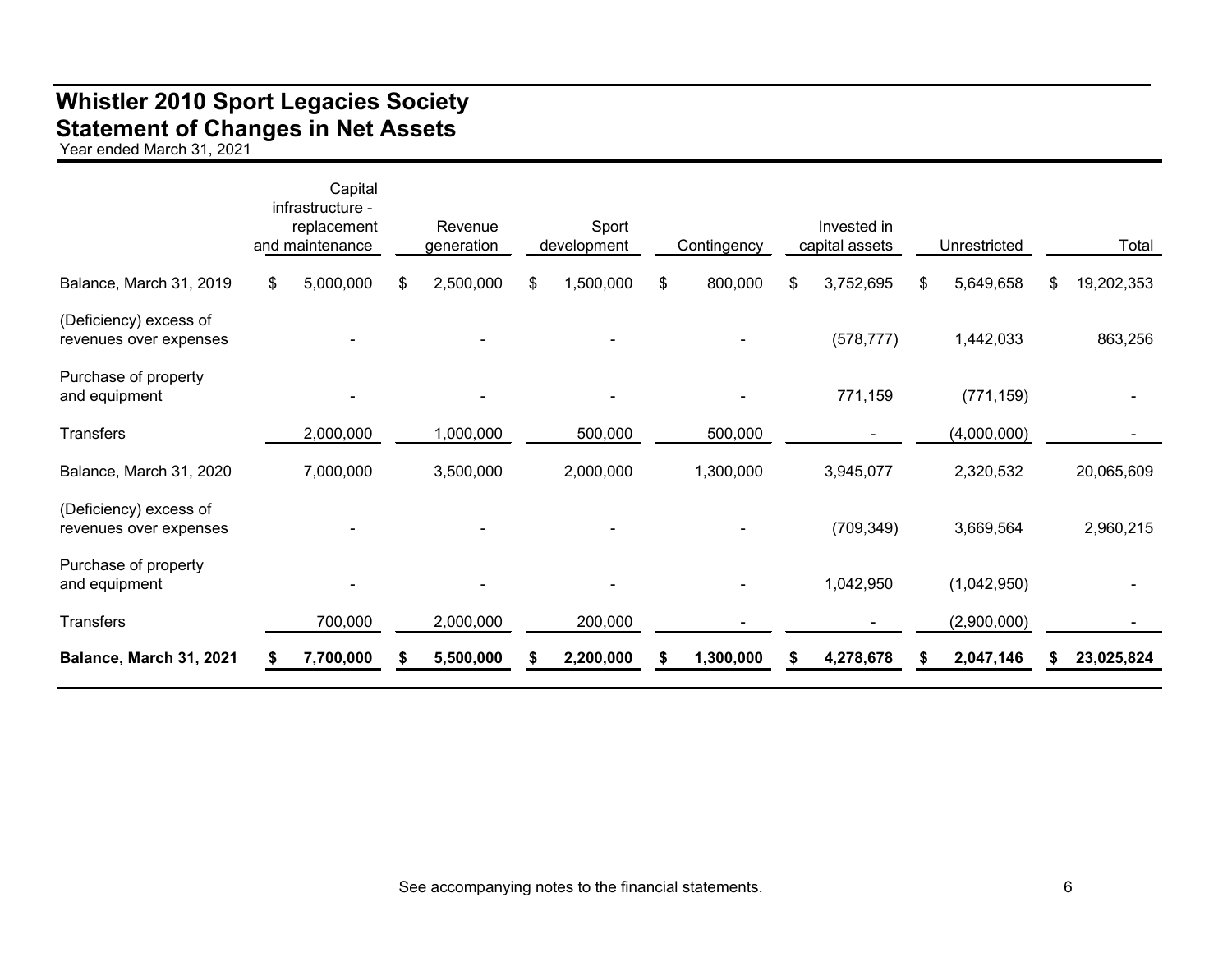# Whistler 2010 Sport Legacies Society
## Statement of Changes in Net Assets

Year ended March 31, 2021

| | Capital infrastructure - replacement and maintenance | Revenue generation | Sport development | Contingency | Invested in capital assets | Unrestricted | Total |
|---|---|---|---|---|---|---|---|
| Balance, March 31, 2019 | $ 5,000,000 | $ 2,500,000 | $ 1,500,000 | $ 800,000 | $ 3,752,695 | $ 5,649,658 | $ 19,202,353 |
| (Deficiency) excess of revenues over expenses | - | - | - | - | (578,777) | 1,442,033 | 863,256 |
| Purchase of property and equipment | - | - | - | - | 771,159 | (771,159) | - |
| Transfers | 2,000,000 | 1,000,000 | 500,000 | 500,000 | - | (4,000,000) | - |
| Balance, March 31, 2020 | 7,000,000 | 3,500,000 | 2,000,000 | 1,300,000 | 3,945,077 | 2,320,532 | 20,065,609 |
| (Deficiency) excess of revenues over expenses | - | - | - | - | (709,349) | 3,669,564 | 2,960,215 |
| Purchase of property and equipment | - | - | - | - | 1,042,950 | (1,042,950) | - |
| Transfers | 700,000 | 2,000,000 | 200,000 | - | - | (2,900,000) | - |
| **Balance, March 31, 2021** | **$ 7,700,000** | **$ 5,500,000** | **$ 2,200,000** | **$ 1,300,000** | **$ 4,278,678** | **$ 2,047,146** | **$ 23,025,824** |

See accompanying notes to the financial statements.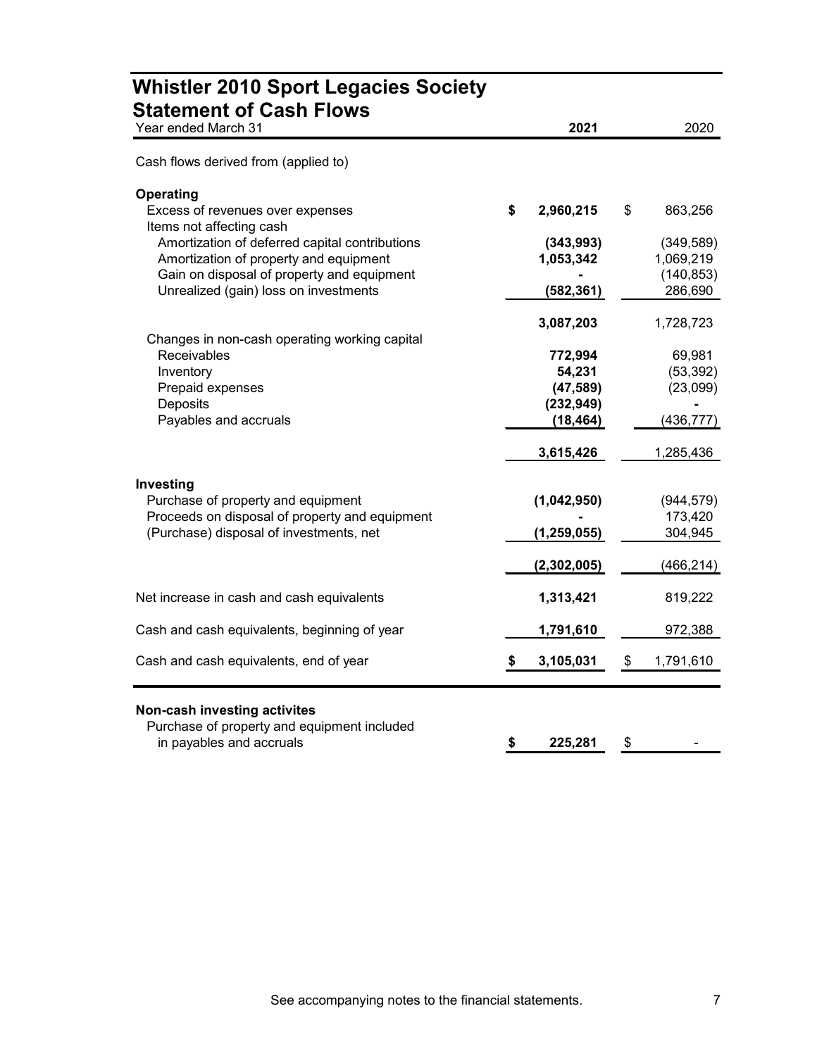# Whistler 2010 Sport Legacies Society
## Statement of Cash Flows

| Year ended March 31 | 2021 | 2020 |
|---|---|---|
| Cash flows derived from (applied to) | | |
| **Operating** | | |
| Excess of revenues over expenses | **$ 2,960,215** | $ 863,256 |
| Items not affecting cash | | |
| Amortization of deferred capital contributions | **(343,993)** | (349,589) |
| Amortization of property and equipment | **1,053,342** | 1,069,219 |
| Gain on disposal of property and equipment | **-** | (140,853) |
| Unrealized (gain) loss on investments | **(582,361)** | 286,690 |
| | **3,087,203** | 1,728,723 |
| Changes in non-cash operating working capital | | |
| Receivables | **772,994** | 69,981 |
| Inventory | **54,231** | (53,392) |
| Prepaid expenses | **(47,589)** | (23,099) |
| Deposits | **(232,949)** | - |
| Payables and accruals | **(18,464)** | (436,777) |
| | **3,615,426** | 1,285,436 |
| **Investing** | | |
| Purchase of property and equipment | **(1,042,950)** | (944,579) |
| Proceeds on disposal of property and equipment | **-** | 173,420 |
| (Purchase) disposal of investments, net | **(1,259,055)** | 304,945 |
| | **(2,302,005)** | (466,214) |
| Net increase in cash and cash equivalents | **1,313,421** | 819,222 |
| Cash and cash equivalents, beginning of year | **1,791,610** | 972,388 |
| Cash and cash equivalents, end of year | **$ 3,105,031** | $ 1,791,610 |

| **Non-cash investing activites** | | |
|---|---|---|
| Purchase of property and equipment included in payables and accruals | **$ 225,281** | $ - |

See accompanying notes to the financial statements.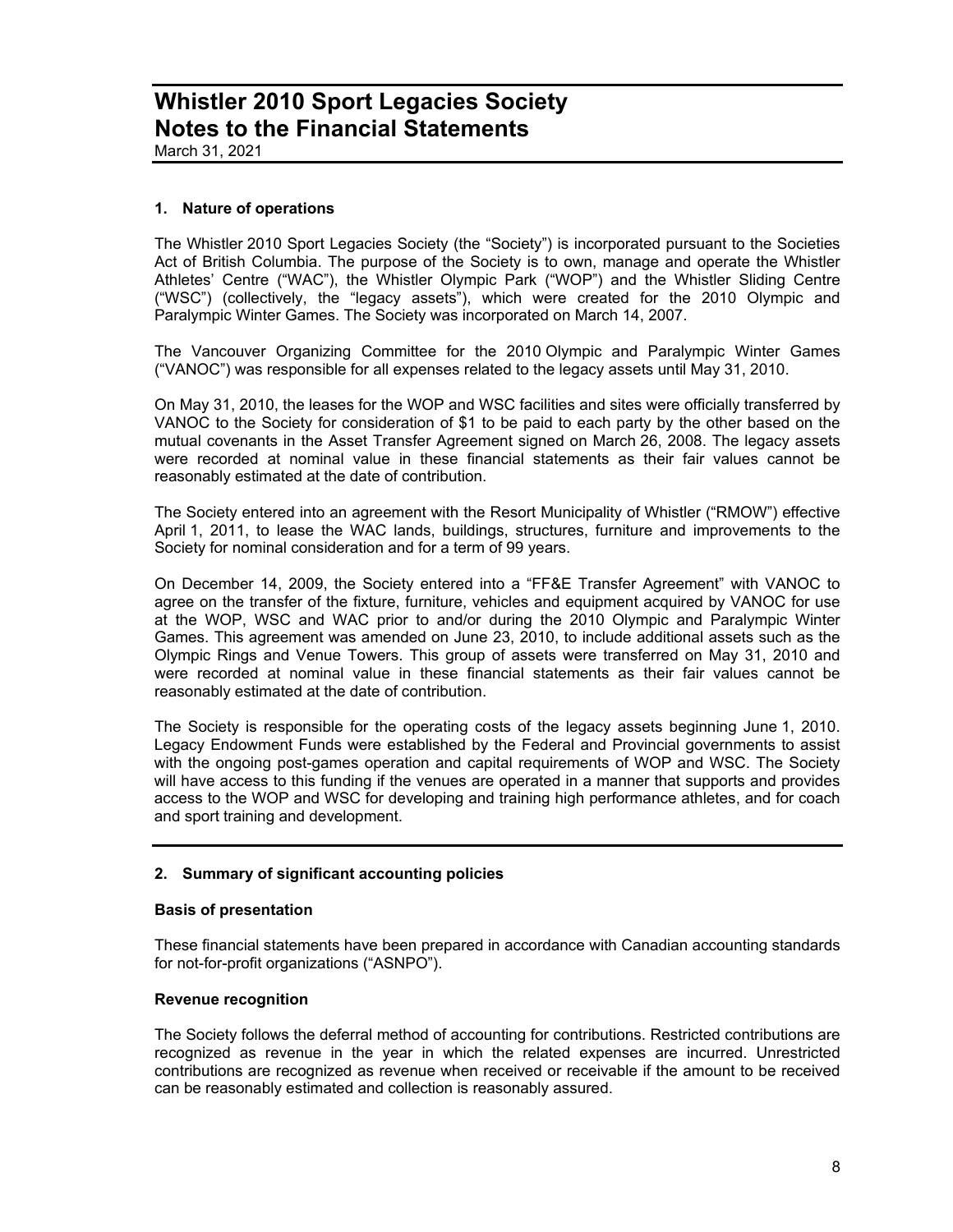# Whistler 2010 Sport Legacies Society
# Notes to the Financial Statements

March 31, 2021

## 1. Nature of operations

The Whistler 2010 Sport Legacies Society (the "Society") is incorporated pursuant to the Societies Act of British Columbia. The purpose of the Society is to own, manage and operate the Whistler Athletes' Centre ("WAC"), the Whistler Olympic Park ("WOP") and the Whistler Sliding Centre ("WSC") (collectively, the "legacy assets"), which were created for the 2010 Olympic and Paralympic Winter Games. The Society was incorporated on March 14, 2007.

The Vancouver Organizing Committee for the 2010 Olympic and Paralympic Winter Games ("VANOC") was responsible for all expenses related to the legacy assets until May 31, 2010.

On May 31, 2010, the leases for the WOP and WSC facilities and sites were officially transferred by VANOC to the Society for consideration of $1 to be paid to each party by the other based on the mutual covenants in the Asset Transfer Agreement signed on March 26, 2008. The legacy assets were recorded at nominal value in these financial statements as their fair values cannot be reasonably estimated at the date of contribution.

The Society entered into an agreement with the Resort Municipality of Whistler ("RMOW") effective April 1, 2011, to lease the WAC lands, buildings, structures, furniture and improvements to the Society for nominal consideration and for a term of 99 years.

On December 14, 2009, the Society entered into a "FF&E Transfer Agreement" with VANOC to agree on the transfer of the fixture, furniture, vehicles and equipment acquired by VANOC for use at the WOP, WSC and WAC prior to and/or during the 2010 Olympic and Paralympic Winter Games. This agreement was amended on June 23, 2010, to include additional assets such as the Olympic Rings and Venue Towers. This group of assets were transferred on May 31, 2010 and were recorded at nominal value in these financial statements as their fair values cannot be reasonably estimated at the date of contribution.

The Society is responsible for the operating costs of the legacy assets beginning June 1, 2010. Legacy Endowment Funds were established by the Federal and Provincial governments to assist with the ongoing post-games operation and capital requirements of WOP and WSC. The Society will have access to this funding if the venues are operated in a manner that supports and provides access to the WOP and WSC for developing and training high performance athletes, and for coach and sport training and development.

## 2. Summary of significant accounting policies

### Basis of presentation

These financial statements have been prepared in accordance with Canadian accounting standards for not-for-profit organizations ("ASNPO").

### Revenue recognition

The Society follows the deferral method of accounting for contributions. Restricted contributions are recognized as revenue in the year in which the related expenses are incurred. Unrestricted contributions are recognized as revenue when received or receivable if the amount to be received can be reasonably estimated and collection is reasonably assured.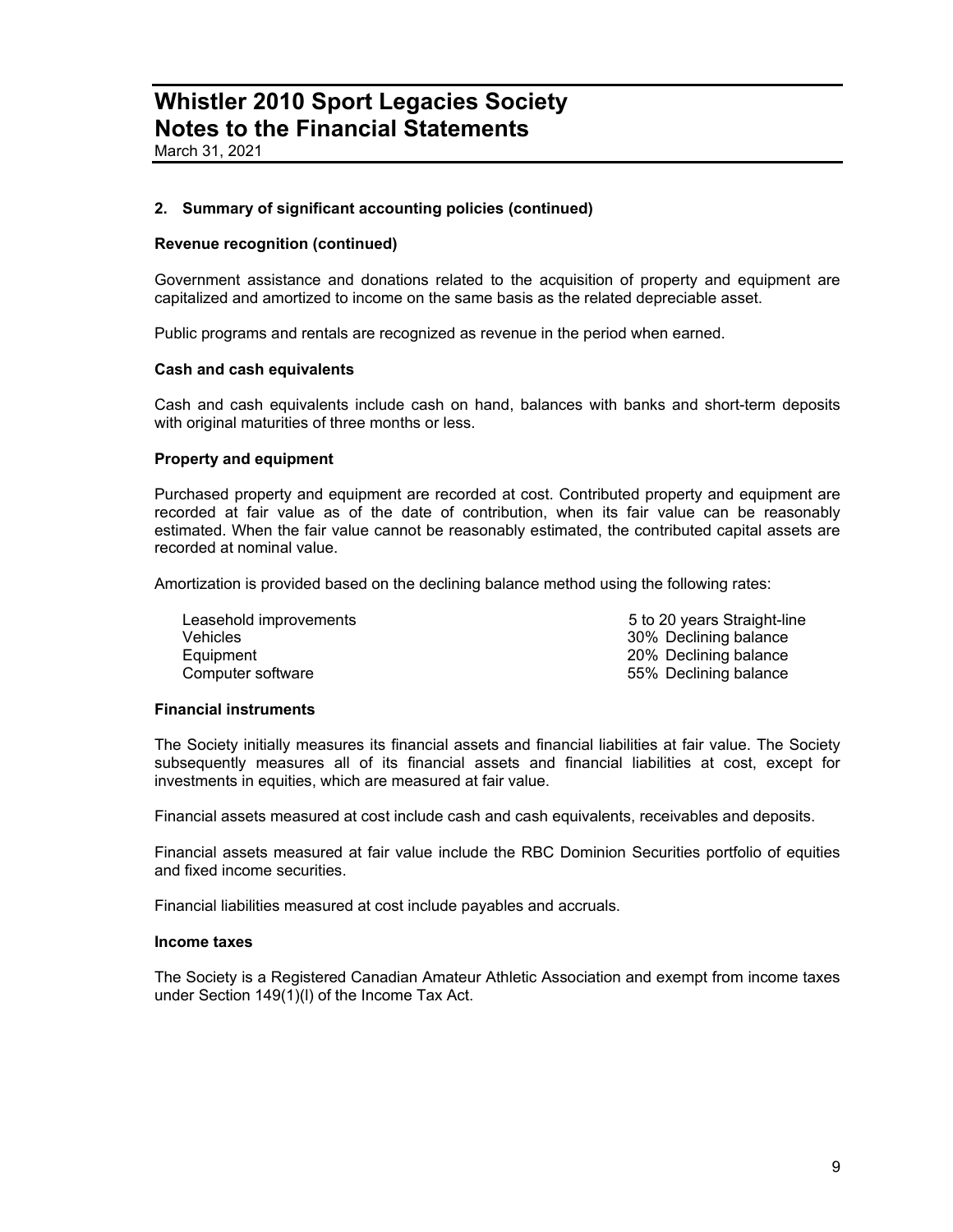# Whistler 2010 Sport Legacies Society
# Notes to the Financial Statements

March 31, 2021

**2. Summary of significant accounting policies (continued)**

**Revenue recognition (continued)**

Government assistance and donations related to the acquisition of property and equipment are capitalized and amortized to income on the same basis as the related depreciable asset.

Public programs and rentals are recognized as revenue in the period when earned.

**Cash and cash equivalents**

Cash and cash equivalents include cash on hand, balances with banks and short-term deposits with original maturities of three months or less.

**Property and equipment**

Purchased property and equipment are recorded at cost. Contributed property and equipment are recorded at fair value as of the date of contribution, when its fair value can be reasonably estimated. When the fair value cannot be reasonably estimated, the contributed capital assets are recorded at nominal value.

Amortization is provided based on the declining balance method using the following rates:

| | |
|---|---|
| Leasehold improvements | 5 to 20 years Straight-line |
| Vehicles | 30% Declining balance |
| Equipment | 20% Declining balance |
| Computer software | 55% Declining balance |

**Financial instruments**

The Society initially measures its financial assets and financial liabilities at fair value. The Society subsequently measures all of its financial assets and financial liabilities at cost, except for investments in equities, which are measured at fair value.

Financial assets measured at cost include cash and cash equivalents, receivables and deposits.

Financial assets measured at fair value include the RBC Dominion Securities portfolio of equities and fixed income securities.

Financial liabilities measured at cost include payables and accruals.

**Income taxes**

The Society is a Registered Canadian Amateur Athletic Association and exempt from income taxes under Section 149(1)(l) of the Income Tax Act.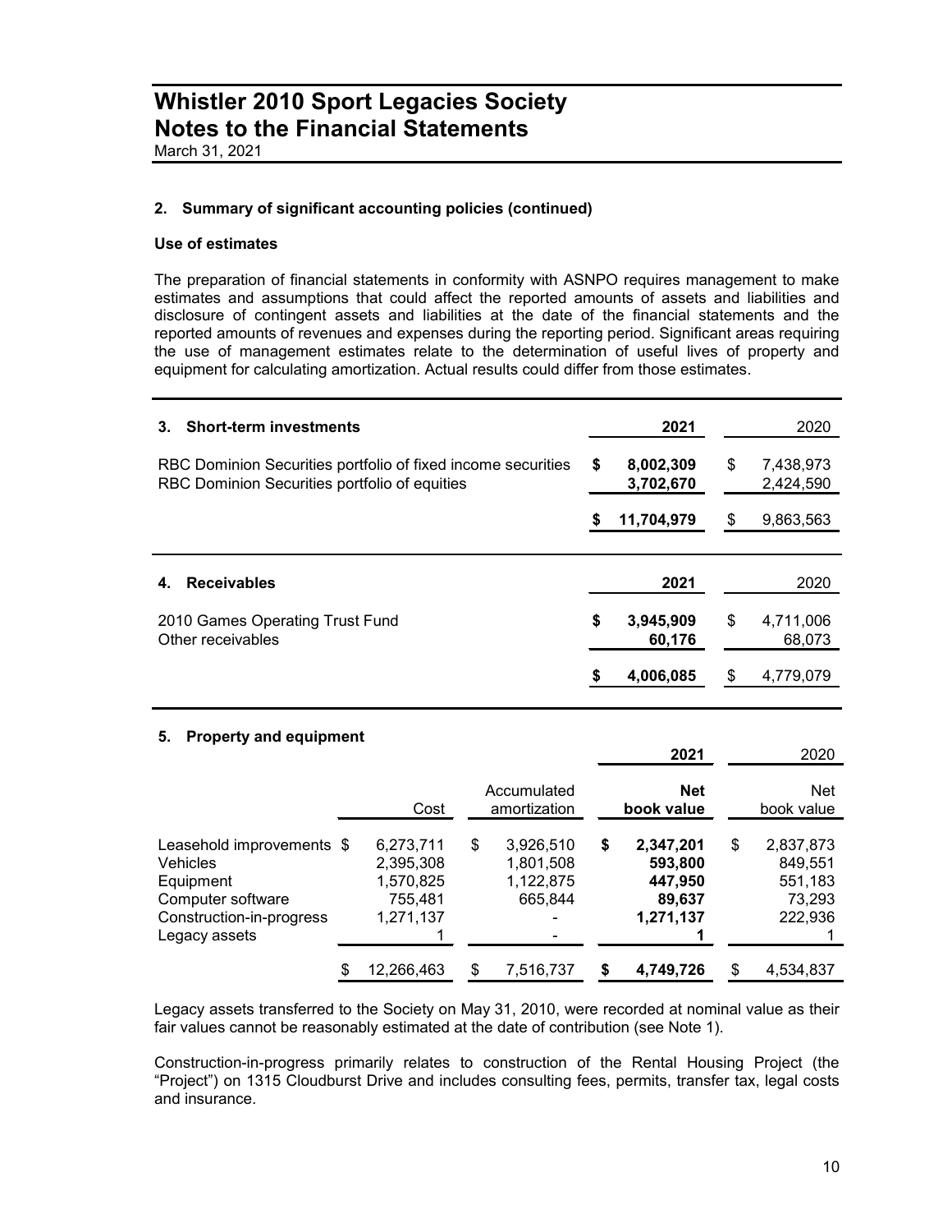# Whistler 2010 Sport Legacies Society
# Notes to the Financial Statements

March 31, 2021

### 2. Summary of significant accounting policies (continued)

**Use of estimates**

The preparation of financial statements in conformity with ASNPO requires management to make estimates and assumptions that could affect the reported amounts of assets and liabilities and disclosure of contingent assets and liabilities at the date of the financial statements and the reported amounts of revenues and expenses during the reporting period. Significant areas requiring the use of management estimates relate to the determination of useful lives of property and equipment for calculating amortization. Actual results could differ from those estimates.

### 3. Short-term investments

| | **2021** | 2020 |
|---|---|---|
| RBC Dominion Securities portfolio of fixed income securities | **$ 8,002,309** | $ 7,438,973 |
| RBC Dominion Securities portfolio of equities | **3,702,670** | 2,424,590 |
| | **$ 11,704,979** | $ 9,863,563 |

### 4. Receivables

| | **2021** | 2020 |
|---|---|---|
| 2010 Games Operating Trust Fund | **$ 3,945,909** | $ 4,711,006 |
| Other receivables | **60,176** | 68,073 |
| | **$ 4,006,085** | $ 4,779,079 |

### 5. Property and equipment

| | | | **2021** | 2020 |
|---|---|---|---|---|
| | Cost | Accumulated amortization | **Net book value** | Net book value |
| Leasehold improvements | $ 6,273,711 | $ 3,926,510 | **$ 2,347,201** | $ 2,837,873 |
| Vehicles | 2,395,308 | 1,801,508 | **593,800** | 849,551 |
| Equipment | 1,570,825 | 1,122,875 | **447,950** | 551,183 |
| Computer software | 755,481 | 665,844 | **89,637** | 73,293 |
| Construction-in-progress | 1,271,137 | - | **1,271,137** | 222,936 |
| Legacy assets | 1 | - | **1** | 1 |
| | $ 12,266,463 | $ 7,516,737 | **$ 4,749,726** | $ 4,534,837 |

Legacy assets transferred to the Society on May 31, 2010, were recorded at nominal value as their fair values cannot be reasonably estimated at the date of contribution (see Note 1).

Construction-in-progress primarily relates to construction of the Rental Housing Project (the "Project") on 1315 Cloudburst Drive and includes consulting fees, permits, transfer tax, legal costs and insurance.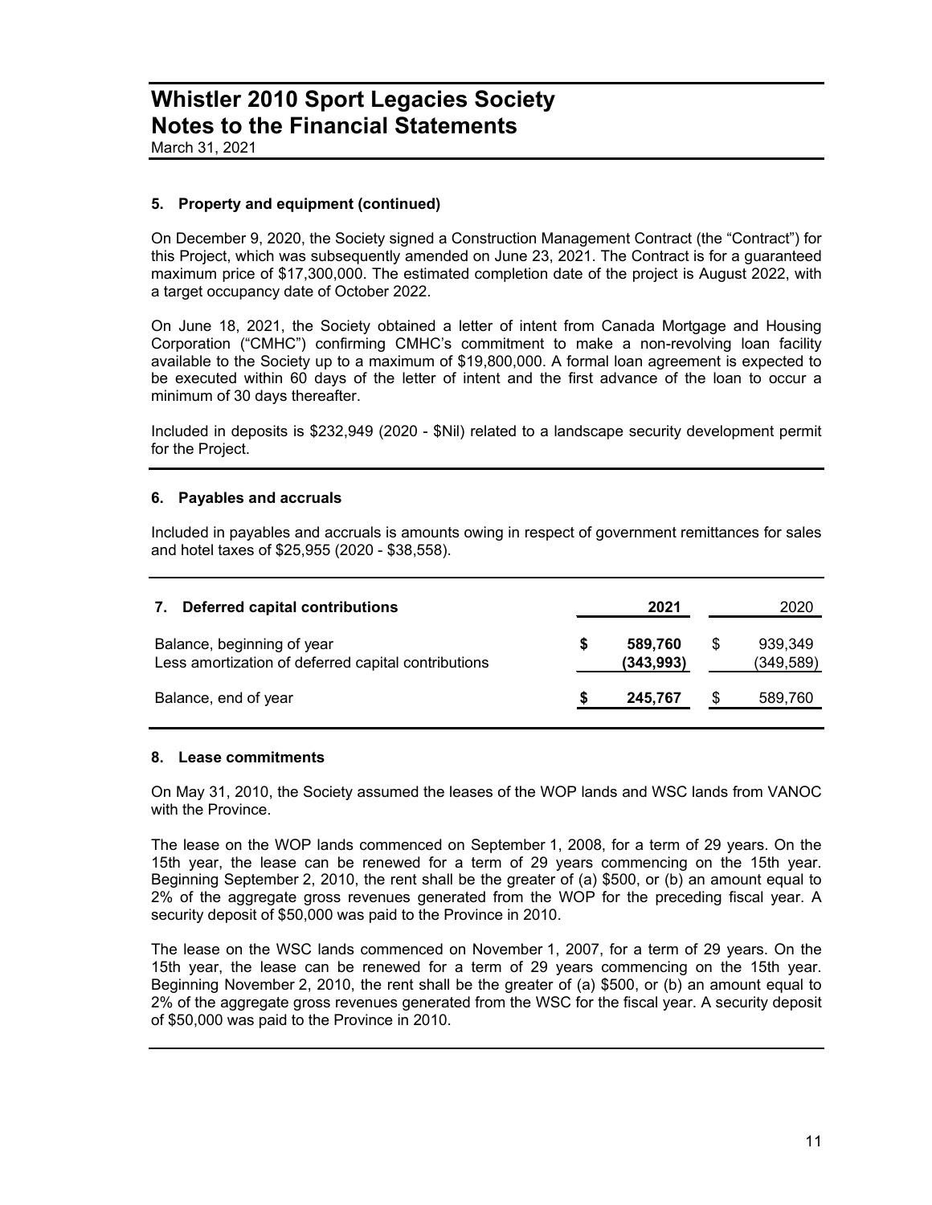# Whistler 2010 Sport Legacies Society
# Notes to the Financial Statements

March 31, 2021

### 5. Property and equipment (continued)

On December 9, 2020, the Society signed a Construction Management Contract (the "Contract") for this Project, which was subsequently amended on June 23, 2021. The Contract is for a guaranteed maximum price of $17,300,000. The estimated completion date of the project is August 2022, with a target occupancy date of October 2022.

On June 18, 2021, the Society obtained a letter of intent from Canada Mortgage and Housing Corporation ("CMHC") confirming CMHC's commitment to make a non-revolving loan facility available to the Society up to a maximum of $19,800,000. A formal loan agreement is expected to be executed within 60 days of the letter of intent and the first advance of the loan to occur a minimum of 30 days thereafter.

Included in deposits is $232,949 (2020 - $Nil) related to a landscape security development permit for the Project.

### 6. Payables and accruals

Included in payables and accruals is amounts owing in respect of government remittances for sales and hotel taxes of $25,955 (2020 - $38,558).

| 7. Deferred capital contributions | 2021 | 2020 |
|---|---|---|
| Balance, beginning of year | $ 589,760 | $ 939,349 |
| Less amortization of deferred capital contributions | (343,993) | (349,589) |
| Balance, end of year | $ 245,767 | $ 589,760 |

### 8. Lease commitments

On May 31, 2010, the Society assumed the leases of the WOP lands and WSC lands from VANOC with the Province.

The lease on the WOP lands commenced on September 1, 2008, for a term of 29 years. On the 15th year, the lease can be renewed for a term of 29 years commencing on the 15th year. Beginning September 2, 2010, the rent shall be the greater of (a) $500, or (b) an amount equal to 2% of the aggregate gross revenues generated from the WOP for the preceding fiscal year. A security deposit of $50,000 was paid to the Province in 2010.

The lease on the WSC lands commenced on November 1, 2007, for a term of 29 years. On the 15th year, the lease can be renewed for a term of 29 years commencing on the 15th year. Beginning November 2, 2010, the rent shall be the greater of (a) $500, or (b) an amount equal to 2% of the aggregate gross revenues generated from the WSC for the fiscal year. A security deposit of $50,000 was paid to the Province in 2010.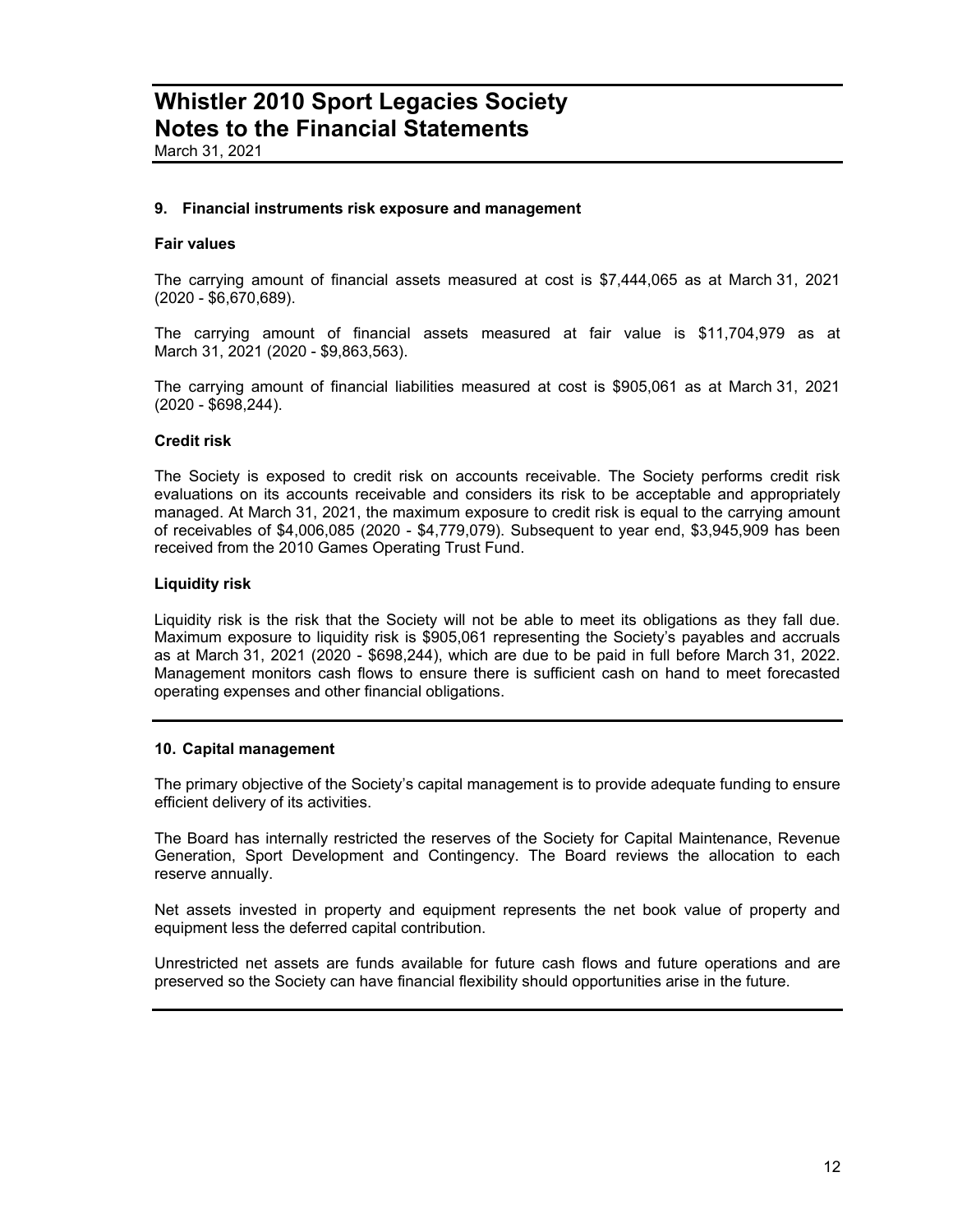# Whistler 2010 Sport Legacies Society
# Notes to the Financial Statements

March 31, 2021

## 9. Financial instruments risk exposure and management

### Fair values

The carrying amount of financial assets measured at cost is $7,444,065 as at March 31, 2021 (2020 - $6,670,689).

The carrying amount of financial assets measured at fair value is $11,704,979 as at March 31, 2021 (2020 - $9,863,563).

The carrying amount of financial liabilities measured at cost is $905,061 as at March 31, 2021 (2020 - $698,244).

### Credit risk

The Society is exposed to credit risk on accounts receivable. The Society performs credit risk evaluations on its accounts receivable and considers its risk to be acceptable and appropriately managed. At March 31, 2021, the maximum exposure to credit risk is equal to the carrying amount of receivables of $4,006,085 (2020 - $4,779,079). Subsequent to year end, $3,945,909 has been received from the 2010 Games Operating Trust Fund.

### Liquidity risk

Liquidity risk is the risk that the Society will not be able to meet its obligations as they fall due. Maximum exposure to liquidity risk is $905,061 representing the Society's payables and accruals as at March 31, 2021 (2020 - $698,244), which are due to be paid in full before March 31, 2022. Management monitors cash flows to ensure there is sufficient cash on hand to meet forecasted operating expenses and other financial obligations.

## 10. Capital management

The primary objective of the Society's capital management is to provide adequate funding to ensure efficient delivery of its activities.

The Board has internally restricted the reserves of the Society for Capital Maintenance, Revenue Generation, Sport Development and Contingency. The Board reviews the allocation to each reserve annually.

Net assets invested in property and equipment represents the net book value of property and equipment less the deferred capital contribution.

Unrestricted net assets are funds available for future cash flows and future operations and are preserved so the Society can have financial flexibility should opportunities arise in the future.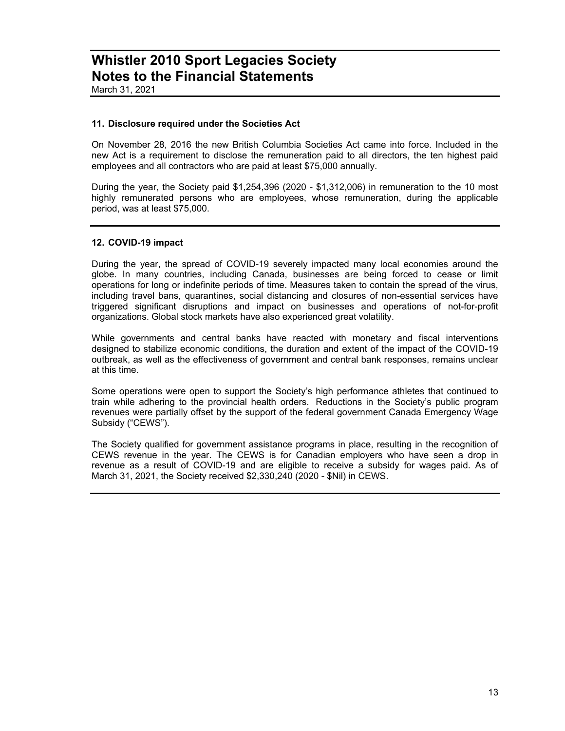## 11. Disclosure required under the Societies Act

On November 28, 2016 the new British Columbia Societies Act came into force. Included in the new Act is a requirement to disclose the remuneration paid to all directors, the ten highest paid employees and all contractors who are paid at least $75,000 annually.

During the year, the Society paid $1,254,396 (2020 - $1,312,006) in remuneration to the 10 most highly remunerated persons who are employees, whose remuneration, during the applicable period, was at least $75,000.

## 12. COVID-19 impact

During the year, the spread of COVID-19 severely impacted many local economies around the globe. In many countries, including Canada, businesses are being forced to cease or limit operations for long or indefinite periods of time. Measures taken to contain the spread of the virus, including travel bans, quarantines, social distancing and closures of non-essential services have triggered significant disruptions and impact on businesses and operations of not-for-profit organizations. Global stock markets have also experienced great volatility.

While governments and central banks have reacted with monetary and fiscal interventions designed to stabilize economic conditions, the duration and extent of the impact of the COVID-19 outbreak, as well as the effectiveness of government and central bank responses, remains unclear at this time.

Some operations were open to support the Society's high performance athletes that continued to train while adhering to the provincial health orders. Reductions in the Society's public program revenues were partially offset by the support of the federal government Canada Emergency Wage Subsidy ("CEWS").

The Society qualified for government assistance programs in place, resulting in the recognition of CEWS revenue in the year. The CEWS is for Canadian employers who have seen a drop in revenue as a result of COVID-19 and are eligible to receive a subsidy for wages paid. As of March 31, 2021, the Society received $2,330,240 (2020 - $Nil) in CEWS.